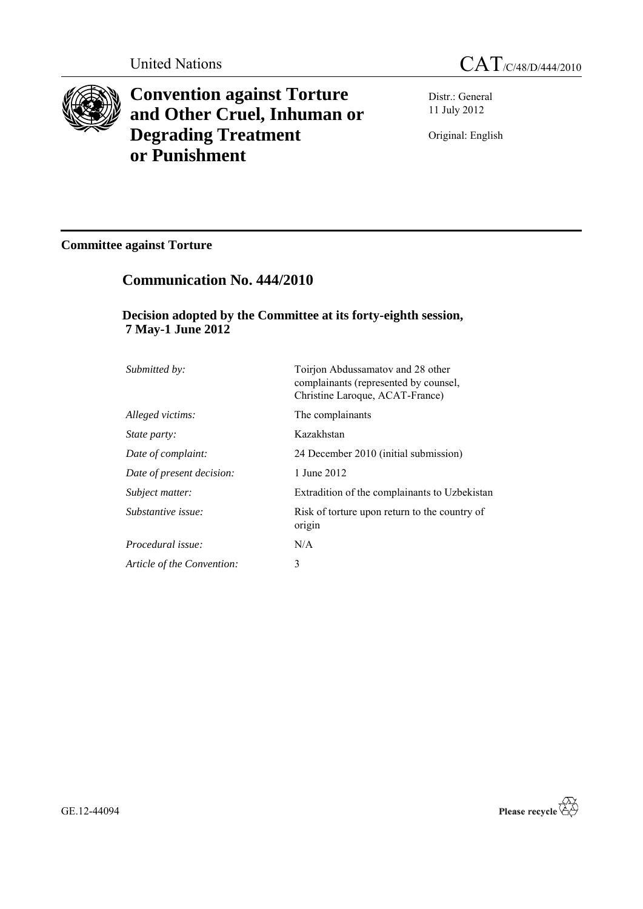United Nations

CAT/C/48/D/444/2010

# Convention against Torture and Other Cruel, Inhuman or Degrading Treatment or Punishment

Distr.: General
11 July 2012

Original: English

**Committee against Torture**

## Communication No. 444/2010

### Decision adopted by the Committee at its forty-eighth session, 7 May-1 June 2012

| | |
|---|---|
| *Submitted by:* | Toirjon Abdussamatov and 28 other complainants (represented by counsel, Christine Laroque, ACAT-France) |
| *Alleged victims:* | The complainants |
| *State party:* | Kazakhstan |
| *Date of complaint:* | 24 December 2010 (initial submission) |
| *Date of present decision:* | 1 June 2012 |
| *Subject matter:* | Extradition of the complainants to Uzbekistan |
| *Substantive issue:* | Risk of torture upon return to the country of origin |
| *Procedural issue:* | N/A |
| *Article of the Convention:* | 3 |

GE.12-44094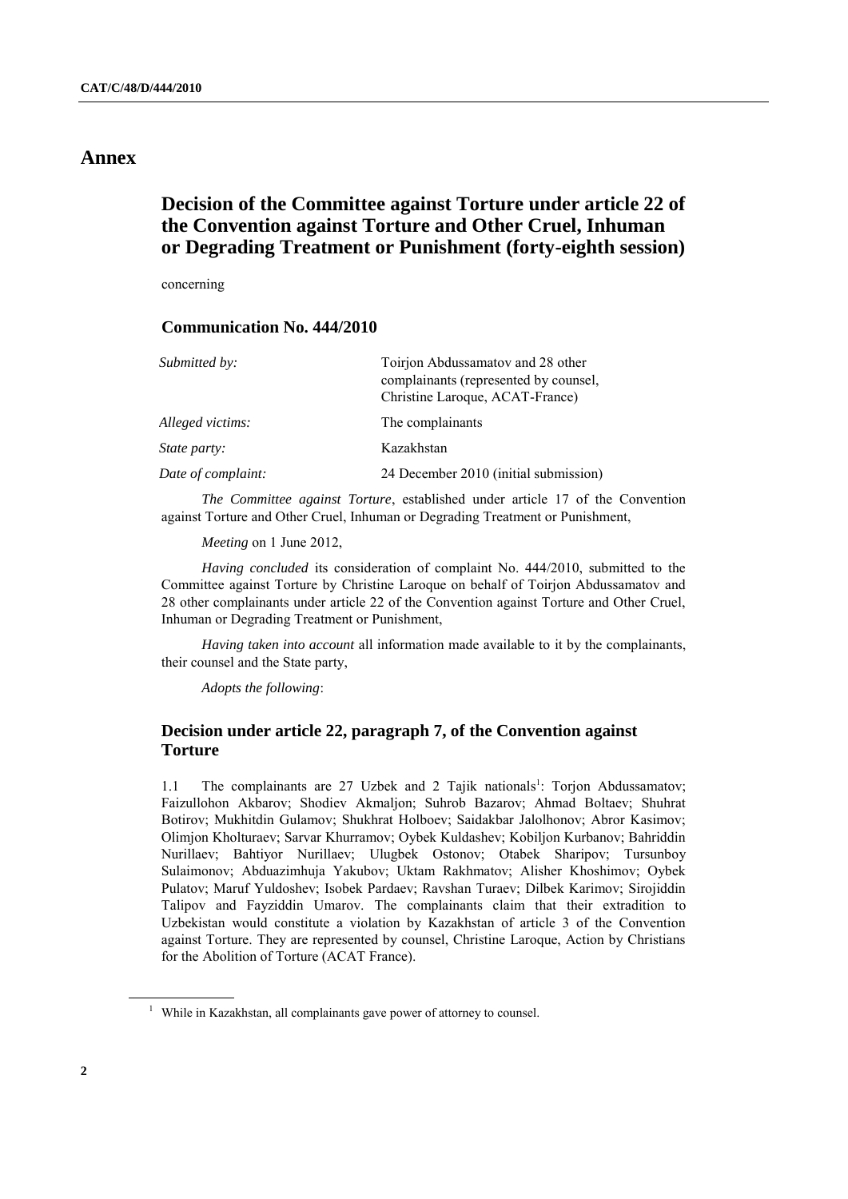# Annex

## Decision of the Committee against Torture under article 22 of the Convention against Torture and Other Cruel, Inhuman or Degrading Treatment or Punishment (forty-eighth session)

concerning

### Communication No. 444/2010

| | |
|---|---|
| *Submitted by:* | Toirjon Abdussamatov and 28 other complainants (represented by counsel, Christine Laroque, ACAT-France) |
| *Alleged victims:* | The complainants |
| *State party:* | Kazakhstan |
| *Date of complaint:* | 24 December 2010 (initial submission) |

*The Committee against Torture*, established under article 17 of the Convention against Torture and Other Cruel, Inhuman or Degrading Treatment or Punishment,

*Meeting* on 1 June 2012,

*Having concluded* its consideration of complaint No. 444/2010, submitted to the Committee against Torture by Christine Laroque on behalf of Toirjon Abdussamatov and 28 other complainants under article 22 of the Convention against Torture and Other Cruel, Inhuman or Degrading Treatment or Punishment,

*Having taken into account* all information made available to it by the complainants, their counsel and the State party,

*Adopts the following*:

### Decision under article 22, paragraph 7, of the Convention against Torture

1.1 The complainants are 27 Uzbek and 2 Tajik nationals[1]: Torjon Abdussamatov; Faizullohon Akbarov; Shodiev Akmaljon; Suhrob Bazarov; Ahmad Boltaev; Shuhrat Botirov; Mukhitdin Gulamov; Shukhrat Holboev; Saidakbar Jalolhonov; Abror Kasimov; Olimjon Kholturaev; Sarvar Khurramov; Oybek Kuldashev; Kobiljon Kurbanov; Bahriddin Nurillaev; Bahtiyor Nurillaev; Ulugbek Ostonov; Otabek Sharipov; Tursunboy Sulaimonov; Abduazimhuja Yakubov; Uktam Rakhmatov; Alisher Khoshimov; Oybek Pulatov; Maruf Yuldoshev; Isobek Pardaev; Ravshan Turaev; Dilbek Karimov; Sirojiddin Talipov and Fayziddin Umarov. The complainants claim that their extradition to Uzbekistan would constitute a violation by Kazakhstan of article 3 of the Convention against Torture. They are represented by counsel, Christine Laroque, Action by Christians for the Abolition of Torture (ACAT France).

[1] While in Kazakhstan, all complainants gave power of attorney to counsel.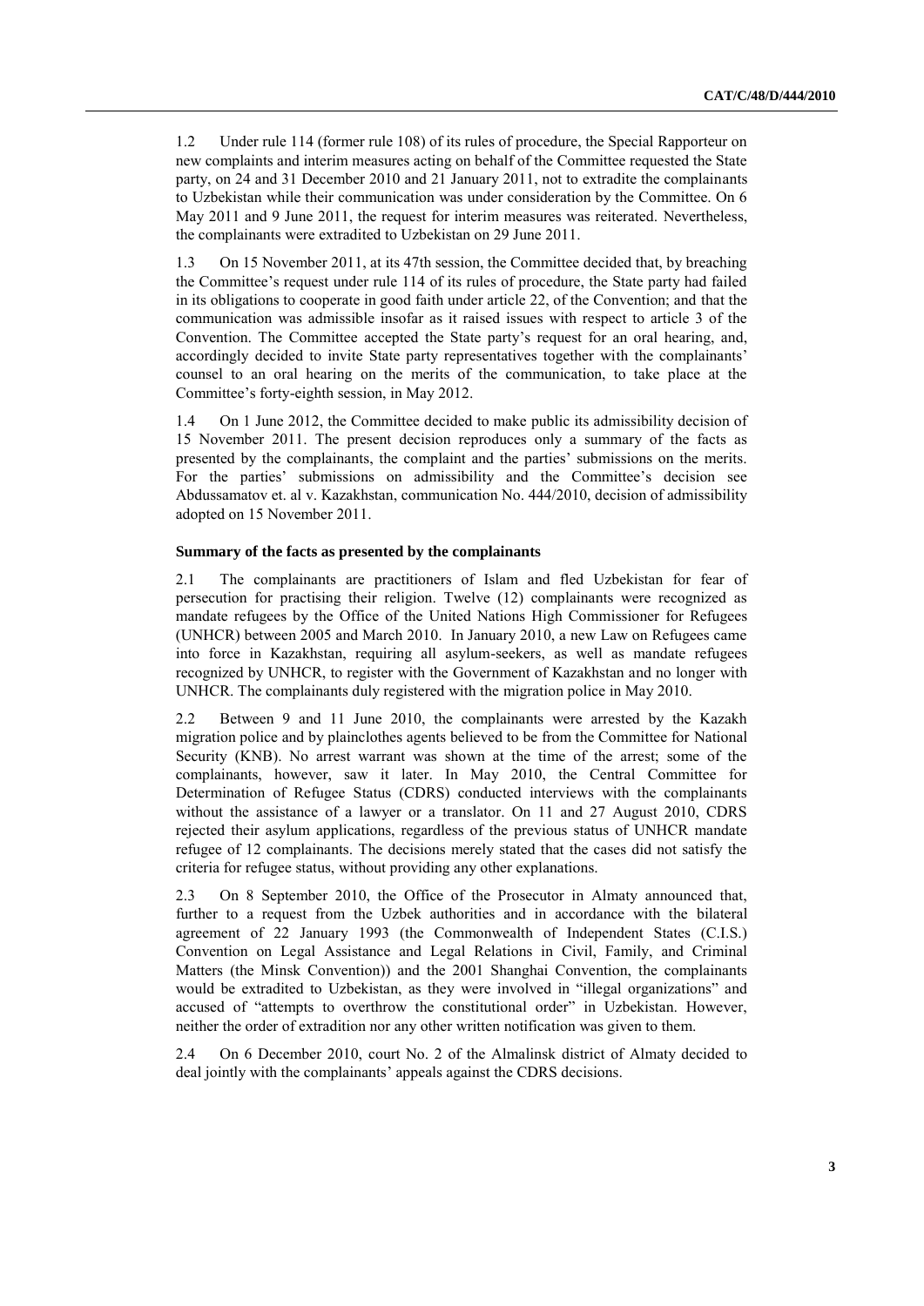1.2 Under rule 114 (former rule 108) of its rules of procedure, the Special Rapporteur on new complaints and interim measures acting on behalf of the Committee requested the State party, on 24 and 31 December 2010 and 21 January 2011, not to extradite the complainants to Uzbekistan while their communication was under consideration by the Committee. On 6 May 2011 and 9 June 2011, the request for interim measures was reiterated. Nevertheless, the complainants were extradited to Uzbekistan on 29 June 2011.

1.3 On 15 November 2011, at its 47th session, the Committee decided that, by breaching the Committee's request under rule 114 of its rules of procedure, the State party had failed in its obligations to cooperate in good faith under article 22, of the Convention; and that the communication was admissible insofar as it raised issues with respect to article 3 of the Convention. The Committee accepted the State party's request for an oral hearing, and, accordingly decided to invite State party representatives together with the complainants' counsel to an oral hearing on the merits of the communication, to take place at the Committee's forty-eighth session, in May 2012.

1.4 On 1 June 2012, the Committee decided to make public its admissibility decision of 15 November 2011. The present decision reproduces only a summary of the facts as presented by the complainants, the complaint and the parties' submissions on the merits. For the parties' submissions on admissibility and the Committee's decision see Abdussamatov et. al v. Kazakhstan, communication No. 444/2010, decision of admissibility adopted on 15 November 2011.

**Summary of the facts as presented by the complainants**

2.1 The complainants are practitioners of Islam and fled Uzbekistan for fear of persecution for practising their religion. Twelve (12) complainants were recognized as mandate refugees by the Office of the United Nations High Commissioner for Refugees (UNHCR) between 2005 and March 2010. In January 2010, a new Law on Refugees came into force in Kazakhstan, requiring all asylum-seekers, as well as mandate refugees recognized by UNHCR, to register with the Government of Kazakhstan and no longer with UNHCR. The complainants duly registered with the migration police in May 2010.

2.2 Between 9 and 11 June 2010, the complainants were arrested by the Kazakh migration police and by plainclothes agents believed to be from the Committee for National Security (KNB). No arrest warrant was shown at the time of the arrest; some of the complainants, however, saw it later. In May 2010, the Central Committee for Determination of Refugee Status (CDRS) conducted interviews with the complainants without the assistance of a lawyer or a translator. On 11 and 27 August 2010, CDRS rejected their asylum applications, regardless of the previous status of UNHCR mandate refugee of 12 complainants. The decisions merely stated that the cases did not satisfy the criteria for refugee status, without providing any other explanations.

2.3 On 8 September 2010, the Office of the Prosecutor in Almaty announced that, further to a request from the Uzbek authorities and in accordance with the bilateral agreement of 22 January 1993 (the Commonwealth of Independent States (C.I.S.) Convention on Legal Assistance and Legal Relations in Civil, Family, and Criminal Matters (the Minsk Convention)) and the 2001 Shanghai Convention, the complainants would be extradited to Uzbekistan, as they were involved in "illegal organizations" and accused of "attempts to overthrow the constitutional order" in Uzbekistan. However, neither the order of extradition nor any other written notification was given to them.

2.4 On 6 December 2010, court No. 2 of the Almalinsk district of Almaty decided to deal jointly with the complainants' appeals against the CDRS decisions.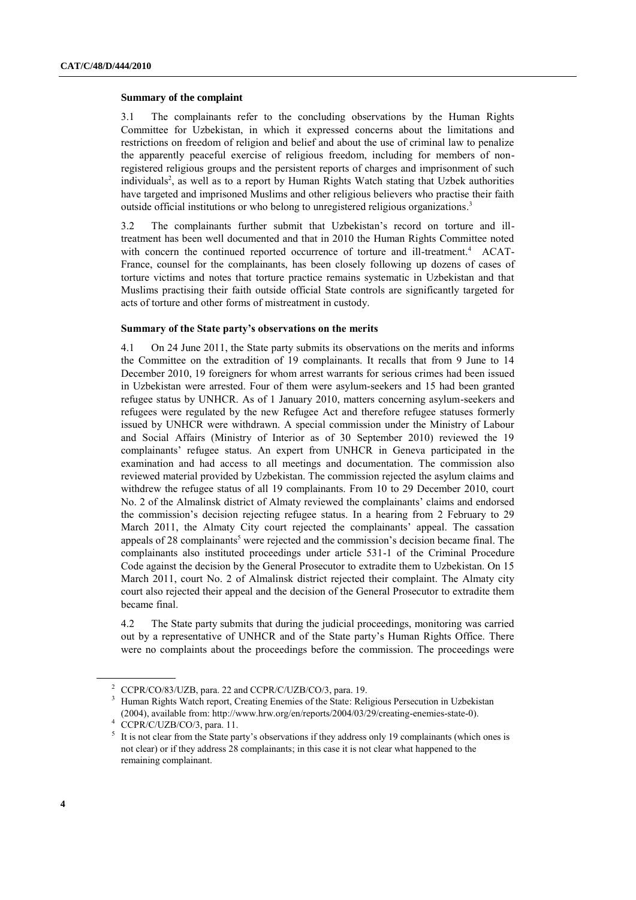**Summary of the complaint**

3.1 The complainants refer to the concluding observations by the Human Rights Committee for Uzbekistan, in which it expressed concerns about the limitations and restrictions on freedom of religion and belief and about the use of criminal law to penalize the apparently peaceful exercise of religious freedom, including for members of non-registered religious groups and the persistent reports of charges and imprisonment of such individuals[2], as well as to a report by Human Rights Watch stating that Uzbek authorities have targeted and imprisoned Muslims and other religious believers who practise their faith outside official institutions or who belong to unregistered religious organizations.[3]

3.2 The complainants further submit that Uzbekistan's record on torture and ill-treatment has been well documented and that in 2010 the Human Rights Committee noted with concern the continued reported occurrence of torture and ill-treatment.[4] ACAT-France, counsel for the complainants, has been closely following up dozens of cases of torture victims and notes that torture practice remains systematic in Uzbekistan and that Muslims practising their faith outside official State controls are significantly targeted for acts of torture and other forms of mistreatment in custody.

**Summary of the State party's observations on the merits**

4.1 On 24 June 2011, the State party submits its observations on the merits and informs the Committee on the extradition of 19 complainants. It recalls that from 9 June to 14 December 2010, 19 foreigners for whom arrest warrants for serious crimes had been issued in Uzbekistan were arrested. Four of them were asylum-seekers and 15 had been granted refugee status by UNHCR. As of 1 January 2010, matters concerning asylum-seekers and refugees were regulated by the new Refugee Act and therefore refugee statuses formerly issued by UNHCR were withdrawn. A special commission under the Ministry of Labour and Social Affairs (Ministry of Interior as of 30 September 2010) reviewed the 19 complainants' refugee status. An expert from UNHCR in Geneva participated in the examination and had access to all meetings and documentation. The commission also reviewed material provided by Uzbekistan. The commission rejected the asylum claims and withdrew the refugee status of all 19 complainants. From 10 to 29 December 2010, court No. 2 of the Almalinsk district of Almaty reviewed the complainants' claims and endorsed the commission's decision rejecting refugee status. In a hearing from 2 February to 29 March 2011, the Almaty City court rejected the complainants' appeal. The cassation appeals of 28 complainants[5] were rejected and the commission's decision became final. The complainants also instituted proceedings under article 531-1 of the Criminal Procedure Code against the decision by the General Prosecutor to extradite them to Uzbekistan. On 15 March 2011, court No. 2 of Almalinsk district rejected their complaint. The Almaty city court also rejected their appeal and the decision of the General Prosecutor to extradite them became final.

4.2 The State party submits that during the judicial proceedings, monitoring was carried out by a representative of UNHCR and of the State party's Human Rights Office. There were no complaints about the proceedings before the commission. The proceedings were

---

[2] CCPR/CO/83/UZB, para. 22 and CCPR/C/UZB/CO/3, para. 19.

[3] Human Rights Watch report, Creating Enemies of the State: Religious Persecution in Uzbekistan (2004), available from: http://www.hrw.org/en/reports/2004/03/29/creating-enemies-state-0).

[4] CCPR/C/UZB/CO/3, para. 11.

[5] It is not clear from the State party's observations if they address only 19 complainants (which ones is not clear) or if they address 28 complainants; in this case it is not clear what happened to the remaining complainant.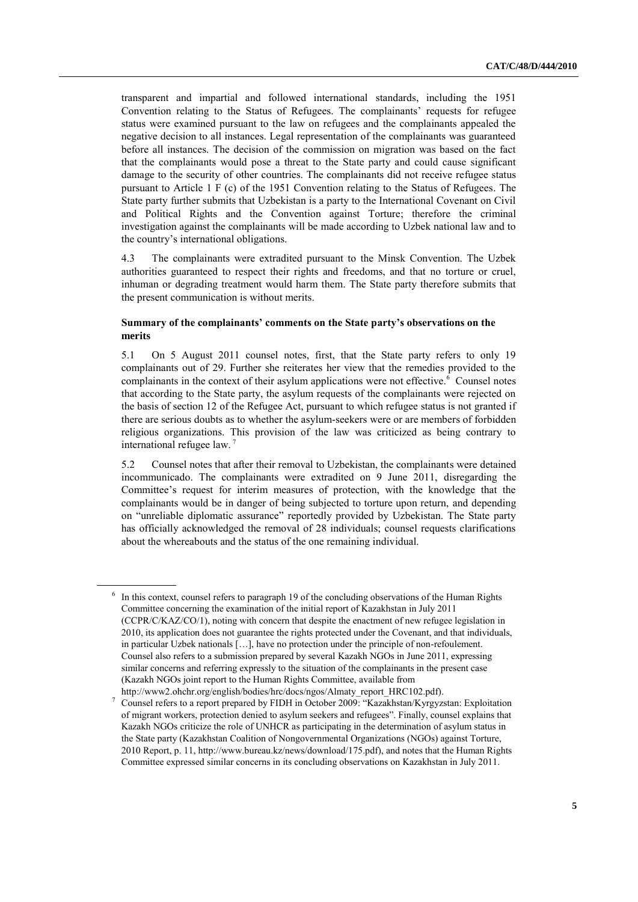transparent and impartial and followed international standards, including the 1951 Convention relating to the Status of Refugees. The complainants' requests for refugee status were examined pursuant to the law on refugees and the complainants appealed the negative decision to all instances. Legal representation of the complainants was guaranteed before all instances. The decision of the commission on migration was based on the fact that the complainants would pose a threat to the State party and could cause significant damage to the security of other countries. The complainants did not receive refugee status pursuant to Article 1 F (c) of the 1951 Convention relating to the Status of Refugees. The State party further submits that Uzbekistan is a party to the International Covenant on Civil and Political Rights and the Convention against Torture; therefore the criminal investigation against the complainants will be made according to Uzbek national law and to the country's international obligations.

4.3 The complainants were extradited pursuant to the Minsk Convention. The Uzbek authorities guaranteed to respect their rights and freedoms, and that no torture or cruel, inhuman or degrading treatment would harm them. The State party therefore submits that the present communication is without merits.

### Summary of the complainants' comments on the State party's observations on the merits

5.1 On 5 August 2011 counsel notes, first, that the State party refers to only 19 complainants out of 29. Further she reiterates her view that the remedies provided to the complainants in the context of their asylum applications were not effective.[6] Counsel notes that according to the State party, the asylum requests of the complainants were rejected on the basis of section 12 of the Refugee Act, pursuant to which refugee status is not granted if there are serious doubts as to whether the asylum-seekers were or are members of forbidden religious organizations. This provision of the law was criticized as being contrary to international refugee law.[7]

5.2 Counsel notes that after their removal to Uzbekistan, the complainants were detained incommunicado. The complainants were extradited on 9 June 2011, disregarding the Committee's request for interim measures of protection, with the knowledge that the complainants would be in danger of being subjected to torture upon return, and depending on "unreliable diplomatic assurance" reportedly provided by Uzbekistan. The State party has officially acknowledged the removal of 28 individuals; counsel requests clarifications about the whereabouts and the status of the one remaining individual.

---

[6] In this context, counsel refers to paragraph 19 of the concluding observations of the Human Rights Committee concerning the examination of the initial report of Kazakhstan in July 2011 (CCPR/C/KAZ/CO/1), noting with concern that despite the enactment of new refugee legislation in 2010, its application does not guarantee the rights protected under the Covenant, and that individuals, in particular Uzbek nationals […], have no protection under the principle of non-refoulement. Counsel also refers to a submission prepared by several Kazakh NGOs in June 2011, expressing similar concerns and referring expressly to the situation of the complainants in the present case (Kazakh NGOs joint report to the Human Rights Committee, available from http://www2.ohchr.org/english/bodies/hrc/docs/ngos/Almaty_report_HRC102.pdf).

[7] Counsel refers to a report prepared by FIDH in October 2009: "Kazakhstan/Kyrgyzstan: Exploitation of migrant workers, protection denied to asylum seekers and refugees". Finally, counsel explains that Kazakh NGOs criticize the role of UNHCR as participating in the determination of asylum status in the State party (Kazakhstan Coalition of Nongovernmental Organizations (NGOs) against Torture, 2010 Report, p. 11, http://www.bureau.kz/news/download/175.pdf), and notes that the Human Rights Committee expressed similar concerns in its concluding observations on Kazakhstan in July 2011.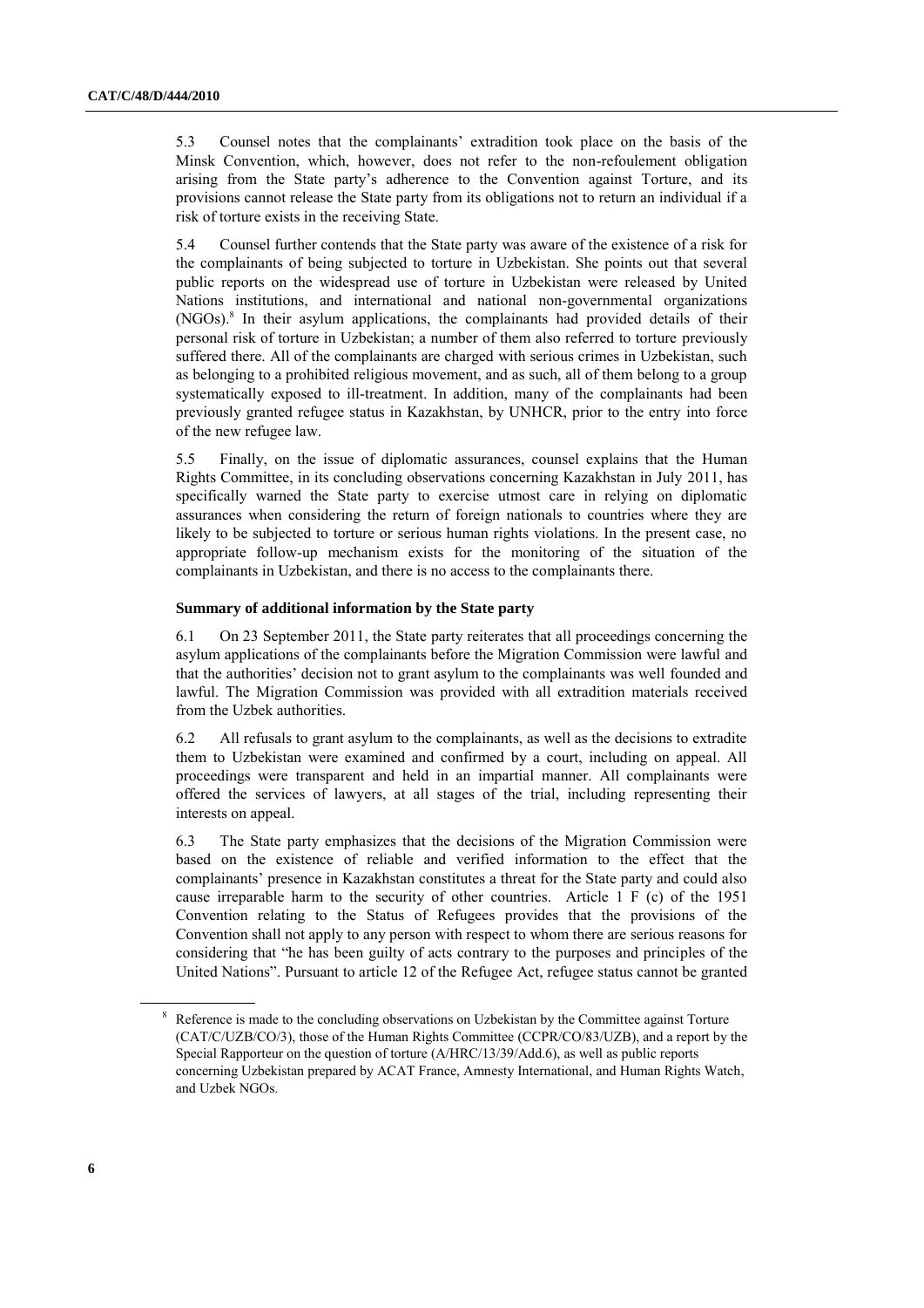5.3 Counsel notes that the complainants' extradition took place on the basis of the Minsk Convention, which, however, does not refer to the non-refoulement obligation arising from the State party's adherence to the Convention against Torture, and its provisions cannot release the State party from its obligations not to return an individual if a risk of torture exists in the receiving State.

5.4 Counsel further contends that the State party was aware of the existence of a risk for the complainants of being subjected to torture in Uzbekistan. She points out that several public reports on the widespread use of torture in Uzbekistan were released by United Nations institutions, and international and national non-governmental organizations (NGOs).[8] In their asylum applications, the complainants had provided details of their personal risk of torture in Uzbekistan; a number of them also referred to torture previously suffered there. All of the complainants are charged with serious crimes in Uzbekistan, such as belonging to a prohibited religious movement, and as such, all of them belong to a group systematically exposed to ill-treatment. In addition, many of the complainants had been previously granted refugee status in Kazakhstan, by UNHCR, prior to the entry into force of the new refugee law.

5.5 Finally, on the issue of diplomatic assurances, counsel explains that the Human Rights Committee, in its concluding observations concerning Kazakhstan in July 2011, has specifically warned the State party to exercise utmost care in relying on diplomatic assurances when considering the return of foreign nationals to countries where they are likely to be subjected to torture or serious human rights violations. In the present case, no appropriate follow-up mechanism exists for the monitoring of the situation of the complainants in Uzbekistan, and there is no access to the complainants there.

**Summary of additional information by the State party**

6.1 On 23 September 2011, the State party reiterates that all proceedings concerning the asylum applications of the complainants before the Migration Commission were lawful and that the authorities' decision not to grant asylum to the complainants was well founded and lawful. The Migration Commission was provided with all extradition materials received from the Uzbek authorities.

6.2 All refusals to grant asylum to the complainants, as well as the decisions to extradite them to Uzbekistan were examined and confirmed by a court, including on appeal. All proceedings were transparent and held in an impartial manner. All complainants were offered the services of lawyers, at all stages of the trial, including representing their interests on appeal.

6.3 The State party emphasizes that the decisions of the Migration Commission were based on the existence of reliable and verified information to the effect that the complainants' presence in Kazakhstan constitutes a threat for the State party and could also cause irreparable harm to the security of other countries. Article 1 F (c) of the 1951 Convention relating to the Status of Refugees provides that the provisions of the Convention shall not apply to any person with respect to whom there are serious reasons for considering that "he has been guilty of acts contrary to the purposes and principles of the United Nations". Pursuant to article 12 of the Refugee Act, refugee status cannot be granted

[8] Reference is made to the concluding observations on Uzbekistan by the Committee against Torture (CAT/C/UZB/CO/3), those of the Human Rights Committee (CCPR/CO/83/UZB), and a report by the Special Rapporteur on the question of torture (A/HRC/13/39/Add.6), as well as public reports concerning Uzbekistan prepared by ACAT France, Amnesty International, and Human Rights Watch, and Uzbek NGOs.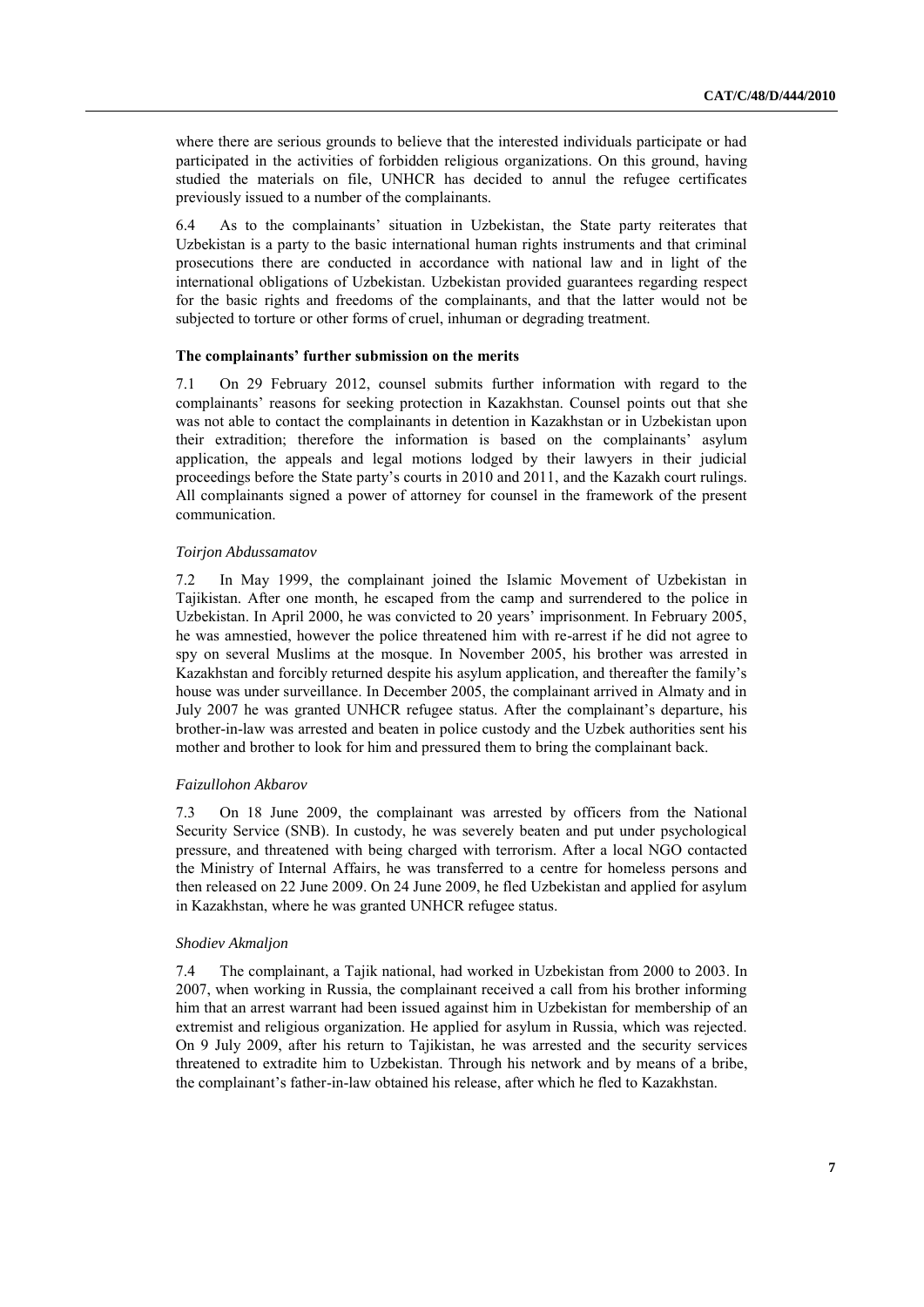where there are serious grounds to believe that the interested individuals participate or had participated in the activities of forbidden religious organizations. On this ground, having studied the materials on file, UNHCR has decided to annul the refugee certificates previously issued to a number of the complainants.

6.4 As to the complainants' situation in Uzbekistan, the State party reiterates that Uzbekistan is a party to the basic international human rights instruments and that criminal prosecutions there are conducted in accordance with national law and in light of the international obligations of Uzbekistan. Uzbekistan provided guarantees regarding respect for the basic rights and freedoms of the complainants, and that the latter would not be subjected to torture or other forms of cruel, inhuman or degrading treatment.

### The complainants' further submission on the merits

7.1 On 29 February 2012, counsel submits further information with regard to the complainants' reasons for seeking protection in Kazakhstan. Counsel points out that she was not able to contact the complainants in detention in Kazakhstan or in Uzbekistan upon their extradition; therefore the information is based on the complainants' asylum application, the appeals and legal motions lodged by their lawyers in their judicial proceedings before the State party's courts in 2010 and 2011, and the Kazakh court rulings. All complainants signed a power of attorney for counsel in the framework of the present communication.

*Toirjon Abdussamatov*

7.2 In May 1999, the complainant joined the Islamic Movement of Uzbekistan in Tajikistan. After one month, he escaped from the camp and surrendered to the police in Uzbekistan. In April 2000, he was convicted to 20 years' imprisonment. In February 2005, he was amnestied, however the police threatened him with re-arrest if he did not agree to spy on several Muslims at the mosque. In November 2005, his brother was arrested in Kazakhstan and forcibly returned despite his asylum application, and thereafter the family's house was under surveillance. In December 2005, the complainant arrived in Almaty and in July 2007 he was granted UNHCR refugee status. After the complainant's departure, his brother-in-law was arrested and beaten in police custody and the Uzbek authorities sent his mother and brother to look for him and pressured them to bring the complainant back.

*Faizullohon Akbarov*

7.3 On 18 June 2009, the complainant was arrested by officers from the National Security Service (SNB). In custody, he was severely beaten and put under psychological pressure, and threatened with being charged with terrorism. After a local NGO contacted the Ministry of Internal Affairs, he was transferred to a centre for homeless persons and then released on 22 June 2009. On 24 June 2009, he fled Uzbekistan and applied for asylum in Kazakhstan, where he was granted UNHCR refugee status.

*Shodiev Akmaljon*

7.4 The complainant, a Tajik national, had worked in Uzbekistan from 2000 to 2003. In 2007, when working in Russia, the complainant received a call from his brother informing him that an arrest warrant had been issued against him in Uzbekistan for membership of an extremist and religious organization. He applied for asylum in Russia, which was rejected. On 9 July 2009, after his return to Tajikistan, he was arrested and the security services threatened to extradite him to Uzbekistan. Through his network and by means of a bribe, the complainant's father-in-law obtained his release, after which he fled to Kazakhstan.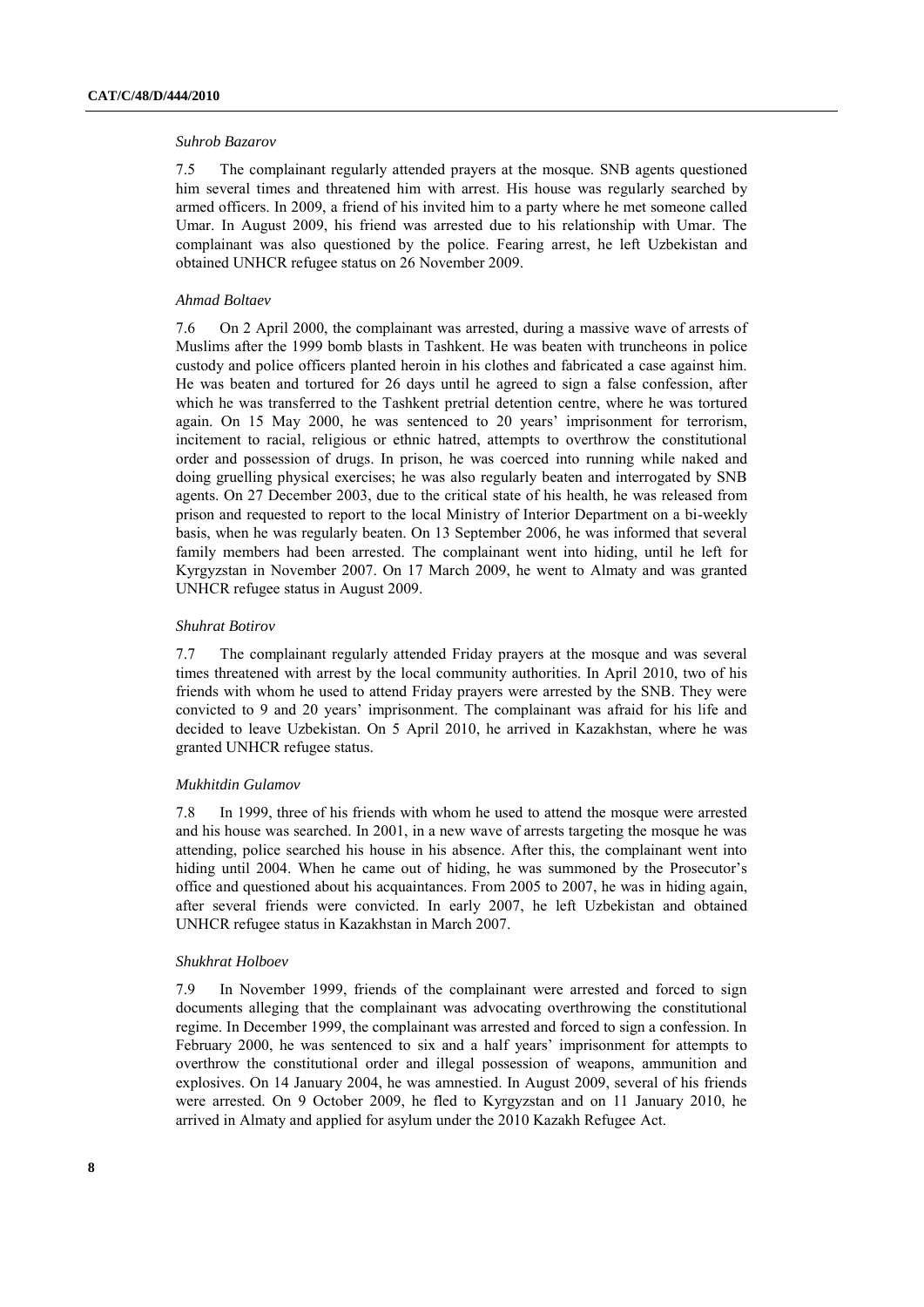*Suhrob Bazarov*

7.5 The complainant regularly attended prayers at the mosque. SNB agents questioned him several times and threatened him with arrest. His house was regularly searched by armed officers. In 2009, a friend of his invited him to a party where he met someone called Umar. In August 2009, his friend was arrested due to his relationship with Umar. The complainant was also questioned by the police. Fearing arrest, he left Uzbekistan and obtained UNHCR refugee status on 26 November 2009.

*Ahmad Boltaev*

7.6 On 2 April 2000, the complainant was arrested, during a massive wave of arrests of Muslims after the 1999 bomb blasts in Tashkent. He was beaten with truncheons in police custody and police officers planted heroin in his clothes and fabricated a case against him. He was beaten and tortured for 26 days until he agreed to sign a false confession, after which he was transferred to the Tashkent pretrial detention centre, where he was tortured again. On 15 May 2000, he was sentenced to 20 years' imprisonment for terrorism, incitement to racial, religious or ethnic hatred, attempts to overthrow the constitutional order and possession of drugs. In prison, he was coerced into running while naked and doing gruelling physical exercises; he was also regularly beaten and interrogated by SNB agents. On 27 December 2003, due to the critical state of his health, he was released from prison and requested to report to the local Ministry of Interior Department on a bi-weekly basis, when he was regularly beaten. On 13 September 2006, he was informed that several family members had been arrested. The complainant went into hiding, until he left for Kyrgyzstan in November 2007. On 17 March 2009, he went to Almaty and was granted UNHCR refugee status in August 2009.

*Shuhrat Botirov*

7.7 The complainant regularly attended Friday prayers at the mosque and was several times threatened with arrest by the local community authorities. In April 2010, two of his friends with whom he used to attend Friday prayers were arrested by the SNB. They were convicted to 9 and 20 years' imprisonment. The complainant was afraid for his life and decided to leave Uzbekistan. On 5 April 2010, he arrived in Kazakhstan, where he was granted UNHCR refugee status.

*Mukhitdin Gulamov*

7.8 In 1999, three of his friends with whom he used to attend the mosque were arrested and his house was searched. In 2001, in a new wave of arrests targeting the mosque he was attending, police searched his house in his absence. After this, the complainant went into hiding until 2004. When he came out of hiding, he was summoned by the Prosecutor's office and questioned about his acquaintances. From 2005 to 2007, he was in hiding again, after several friends were convicted. In early 2007, he left Uzbekistan and obtained UNHCR refugee status in Kazakhstan in March 2007.

*Shukhrat Holboev*

7.9 In November 1999, friends of the complainant were arrested and forced to sign documents alleging that the complainant was advocating overthrowing the constitutional regime. In December 1999, the complainant was arrested and forced to sign a confession. In February 2000, he was sentenced to six and a half years' imprisonment for attempts to overthrow the constitutional order and illegal possession of weapons, ammunition and explosives. On 14 January 2004, he was amnestied. In August 2009, several of his friends were arrested. On 9 October 2009, he fled to Kyrgyzstan and on 11 January 2010, he arrived in Almaty and applied for asylum under the 2010 Kazakh Refugee Act.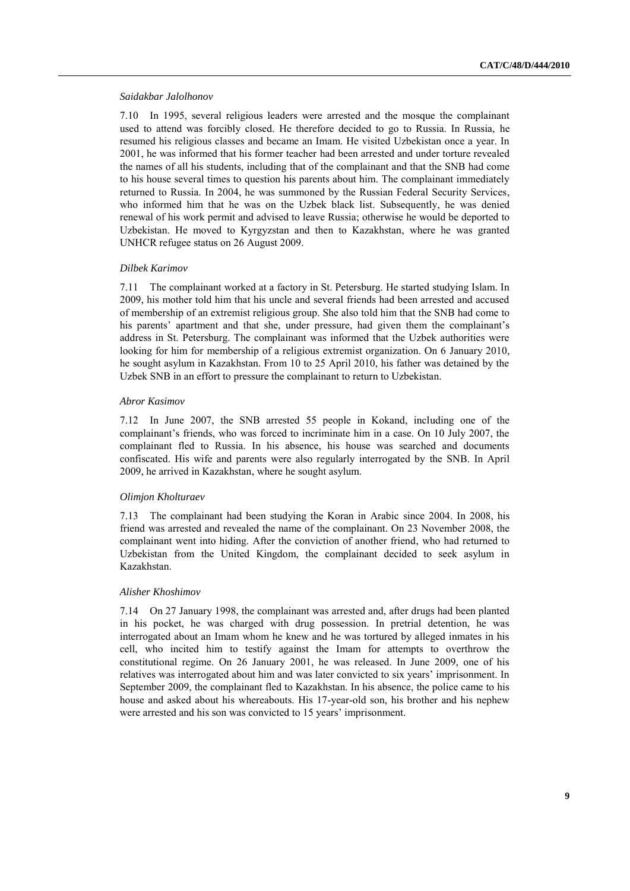*Saidakbar Jalolhonov*

7.10 In 1995, several religious leaders were arrested and the mosque the complainant used to attend was forcibly closed. He therefore decided to go to Russia. In Russia, he resumed his religious classes and became an Imam. He visited Uzbekistan once a year. In 2001, he was informed that his former teacher had been arrested and under torture revealed the names of all his students, including that of the complainant and that the SNB had come to his house several times to question his parents about him. The complainant immediately returned to Russia. In 2004, he was summoned by the Russian Federal Security Services, who informed him that he was on the Uzbek black list. Subsequently, he was denied renewal of his work permit and advised to leave Russia; otherwise he would be deported to Uzbekistan. He moved to Kyrgyzstan and then to Kazakhstan, where he was granted UNHCR refugee status on 26 August 2009.

*Dilbek Karimov*

7.11 The complainant worked at a factory in St. Petersburg. He started studying Islam. In 2009, his mother told him that his uncle and several friends had been arrested and accused of membership of an extremist religious group. She also told him that the SNB had come to his parents' apartment and that she, under pressure, had given them the complainant's address in St. Petersburg. The complainant was informed that the Uzbek authorities were looking for him for membership of a religious extremist organization. On 6 January 2010, he sought asylum in Kazakhstan. From 10 to 25 April 2010, his father was detained by the Uzbek SNB in an effort to pressure the complainant to return to Uzbekistan.

*Abror Kasimov*

7.12 In June 2007, the SNB arrested 55 people in Kokand, including one of the complainant's friends, who was forced to incriminate him in a case. On 10 July 2007, the complainant fled to Russia. In his absence, his house was searched and documents confiscated. His wife and parents were also regularly interrogated by the SNB. In April 2009, he arrived in Kazakhstan, where he sought asylum.

*Olimjon Kholturaev*

7.13 The complainant had been studying the Koran in Arabic since 2004. In 2008, his friend was arrested and revealed the name of the complainant. On 23 November 2008, the complainant went into hiding. After the conviction of another friend, who had returned to Uzbekistan from the United Kingdom, the complainant decided to seek asylum in Kazakhstan.

*Alisher Khoshimov*

7.14 On 27 January 1998, the complainant was arrested and, after drugs had been planted in his pocket, he was charged with drug possession. In pretrial detention, he was interrogated about an Imam whom he knew and he was tortured by alleged inmates in his cell, who incited him to testify against the Imam for attempts to overthrow the constitutional regime. On 26 January 2001, he was released. In June 2009, one of his relatives was interrogated about him and was later convicted to six years' imprisonment. In September 2009, the complainant fled to Kazakhstan. In his absence, the police came to his house and asked about his whereabouts. His 17-year-old son, his brother and his nephew were arrested and his son was convicted to 15 years' imprisonment.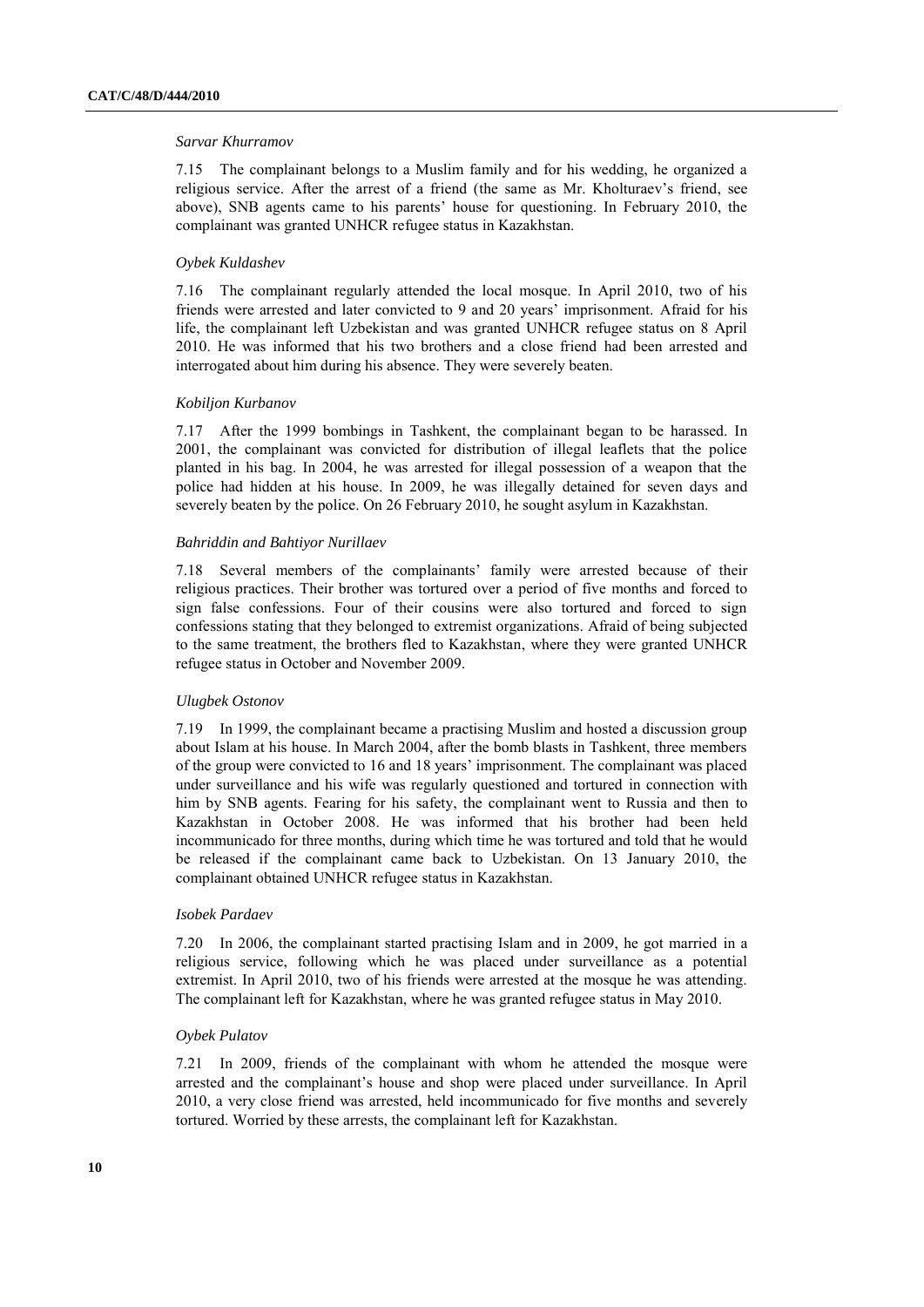*Sarvar Khurramov*

7.15 The complainant belongs to a Muslim family and for his wedding, he organized a religious service. After the arrest of a friend (the same as Mr. Kholturaev's friend, see above), SNB agents came to his parents' house for questioning. In February 2010, the complainant was granted UNHCR refugee status in Kazakhstan.

*Oybek Kuldashev*

7.16 The complainant regularly attended the local mosque. In April 2010, two of his friends were arrested and later convicted to 9 and 20 years' imprisonment. Afraid for his life, the complainant left Uzbekistan and was granted UNHCR refugee status on 8 April 2010. He was informed that his two brothers and a close friend had been arrested and interrogated about him during his absence. They were severely beaten.

*Kobiljon Kurbanov*

7.17 After the 1999 bombings in Tashkent, the complainant began to be harassed. In 2001, the complainant was convicted for distribution of illegal leaflets that the police planted in his bag. In 2004, he was arrested for illegal possession of a weapon that the police had hidden at his house. In 2009, he was illegally detained for seven days and severely beaten by the police. On 26 February 2010, he sought asylum in Kazakhstan.

*Bahriddin and Bahtiyor Nurillaev*

7.18 Several members of the complainants' family were arrested because of their religious practices. Their brother was tortured over a period of five months and forced to sign false confessions. Four of their cousins were also tortured and forced to sign confessions stating that they belonged to extremist organizations. Afraid of being subjected to the same treatment, the brothers fled to Kazakhstan, where they were granted UNHCR refugee status in October and November 2009.

*Ulugbek Ostonov*

7.19 In 1999, the complainant became a practising Muslim and hosted a discussion group about Islam at his house. In March 2004, after the bomb blasts in Tashkent, three members of the group were convicted to 16 and 18 years' imprisonment. The complainant was placed under surveillance and his wife was regularly questioned and tortured in connection with him by SNB agents. Fearing for his safety, the complainant went to Russia and then to Kazakhstan in October 2008. He was informed that his brother had been held incommunicado for three months, during which time he was tortured and told that he would be released if the complainant came back to Uzbekistan. On 13 January 2010, the complainant obtained UNHCR refugee status in Kazakhstan.

*Isobek Pardaev*

7.20 In 2006, the complainant started practising Islam and in 2009, he got married in a religious service, following which he was placed under surveillance as a potential extremist. In April 2010, two of his friends were arrested at the mosque he was attending. The complainant left for Kazakhstan, where he was granted refugee status in May 2010.

*Oybek Pulatov*

7.21 In 2009, friends of the complainant with whom he attended the mosque were arrested and the complainant's house and shop were placed under surveillance. In April 2010, a very close friend was arrested, held incommunicado for five months and severely tortured. Worried by these arrests, the complainant left for Kazakhstan.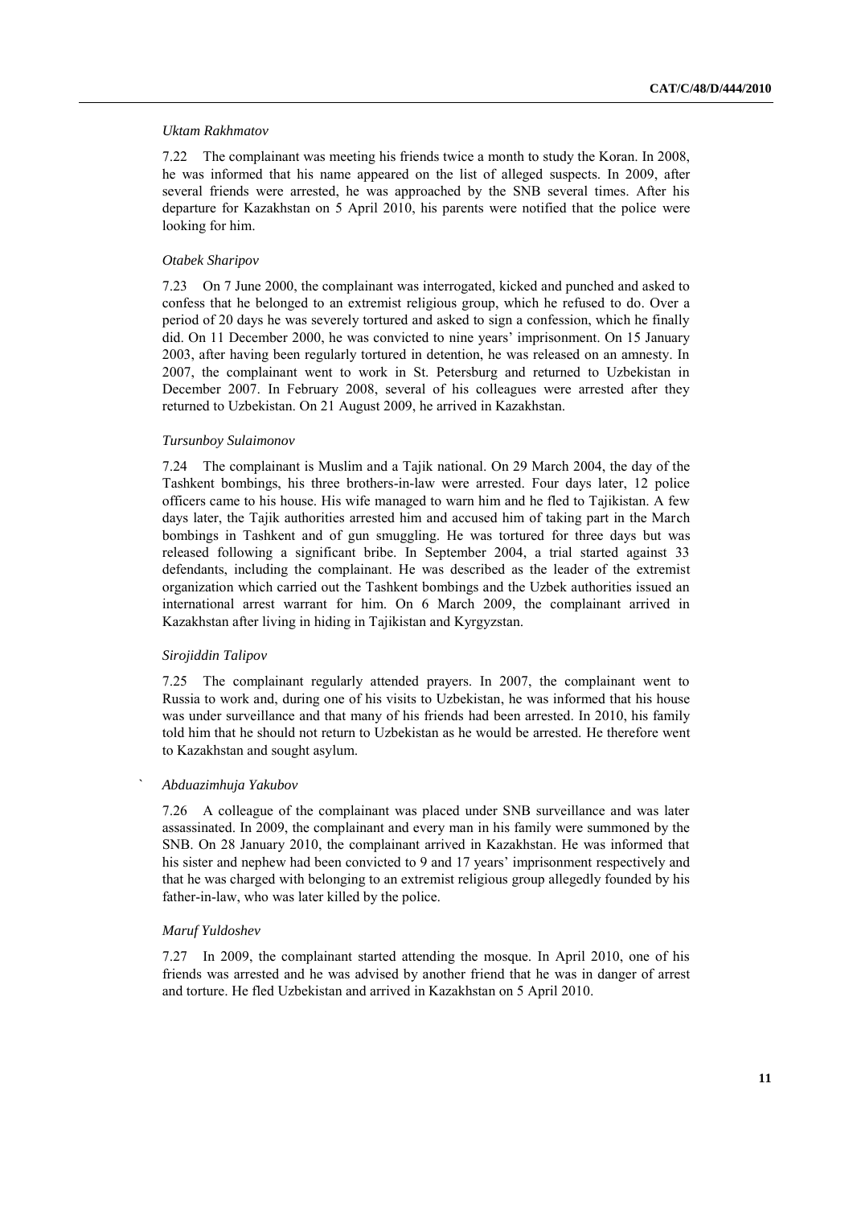*Uktam Rakhmatov*

7.22 The complainant was meeting his friends twice a month to study the Koran. In 2008, he was informed that his name appeared on the list of alleged suspects. In 2009, after several friends were arrested, he was approached by the SNB several times. After his departure for Kazakhstan on 5 April 2010, his parents were notified that the police were looking for him.

*Otabek Sharipov*

7.23 On 7 June 2000, the complainant was interrogated, kicked and punched and asked to confess that he belonged to an extremist religious group, which he refused to do. Over a period of 20 days he was severely tortured and asked to sign a confession, which he finally did. On 11 December 2000, he was convicted to nine years' imprisonment. On 15 January 2003, after having been regularly tortured in detention, he was released on an amnesty. In 2007, the complainant went to work in St. Petersburg and returned to Uzbekistan in December 2007. In February 2008, several of his colleagues were arrested after they returned to Uzbekistan. On 21 August 2009, he arrived in Kazakhstan.

*Tursunboy Sulaimonov*

7.24 The complainant is Muslim and a Tajik national. On 29 March 2004, the day of the Tashkent bombings, his three brothers-in-law were arrested. Four days later, 12 police officers came to his house. His wife managed to warn him and he fled to Tajikistan. A few days later, the Tajik authorities arrested him and accused him of taking part in the March bombings in Tashkent and of gun smuggling. He was tortured for three days but was released following a significant bribe. In September 2004, a trial started against 33 defendants, including the complainant. He was described as the leader of the extremist organization which carried out the Tashkent bombings and the Uzbek authorities issued an international arrest warrant for him. On 6 March 2009, the complainant arrived in Kazakhstan after living in hiding in Tajikistan and Kyrgyzstan.

*Sirojiddin Talipov*

7.25 The complainant regularly attended prayers. In 2007, the complainant went to Russia to work and, during one of his visits to Uzbekistan, he was informed that his house was under surveillance and that many of his friends had been arrested. In 2010, his family told him that he should not return to Uzbekistan as he would be arrested. He therefore went to Kazakhstan and sought asylum.

*Abduazimhuja Yakubov*

7.26 A colleague of the complainant was placed under SNB surveillance and was later assassinated. In 2009, the complainant and every man in his family were summoned by the SNB. On 28 January 2010, the complainant arrived in Kazakhstan. He was informed that his sister and nephew had been convicted to 9 and 17 years' imprisonment respectively and that he was charged with belonging to an extremist religious group allegedly founded by his father-in-law, who was later killed by the police.

*Maruf Yuldoshev*

7.27 In 2009, the complainant started attending the mosque. In April 2010, one of his friends was arrested and he was advised by another friend that he was in danger of arrest and torture. He fled Uzbekistan and arrived in Kazakhstan on 5 April 2010.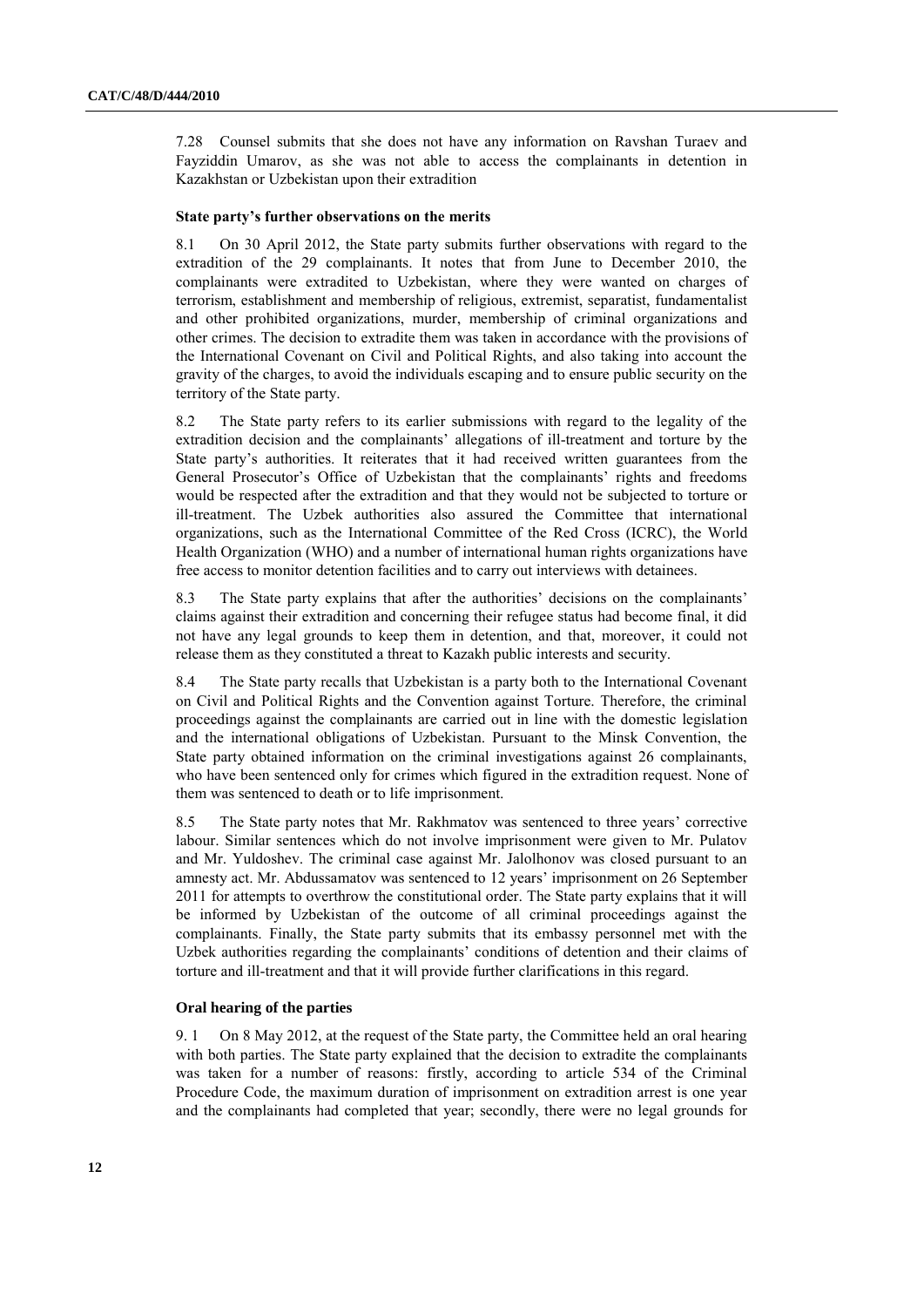7.28 Counsel submits that she does not have any information on Ravshan Turaev and Fayziddin Umarov, as she was not able to access the complainants in detention in Kazakhstan or Uzbekistan upon their extradition

### State party's further observations on the merits

8.1 On 30 April 2012, the State party submits further observations with regard to the extradition of the 29 complainants. It notes that from June to December 2010, the complainants were extradited to Uzbekistan, where they were wanted on charges of terrorism, establishment and membership of religious, extremist, separatist, fundamentalist and other prohibited organizations, murder, membership of criminal organizations and other crimes. The decision to extradite them was taken in accordance with the provisions of the International Covenant on Civil and Political Rights, and also taking into account the gravity of the charges, to avoid the individuals escaping and to ensure public security on the territory of the State party.

8.2 The State party refers to its earlier submissions with regard to the legality of the extradition decision and the complainants' allegations of ill-treatment and torture by the State party's authorities. It reiterates that it had received written guarantees from the General Prosecutor's Office of Uzbekistan that the complainants' rights and freedoms would be respected after the extradition and that they would not be subjected to torture or ill-treatment. The Uzbek authorities also assured the Committee that international organizations, such as the International Committee of the Red Cross (ICRC), the World Health Organization (WHO) and a number of international human rights organizations have free access to monitor detention facilities and to carry out interviews with detainees.

8.3 The State party explains that after the authorities' decisions on the complainants' claims against their extradition and concerning their refugee status had become final, it did not have any legal grounds to keep them in detention, and that, moreover, it could not release them as they constituted a threat to Kazakh public interests and security.

8.4 The State party recalls that Uzbekistan is a party both to the International Covenant on Civil and Political Rights and the Convention against Torture. Therefore, the criminal proceedings against the complainants are carried out in line with the domestic legislation and the international obligations of Uzbekistan. Pursuant to the Minsk Convention, the State party obtained information on the criminal investigations against 26 complainants, who have been sentenced only for crimes which figured in the extradition request. None of them was sentenced to death or to life imprisonment.

8.5 The State party notes that Mr. Rakhmatov was sentenced to three years' corrective labour. Similar sentences which do not involve imprisonment were given to Mr. Pulatov and Mr. Yuldoshev. The criminal case against Mr. Jalolhonov was closed pursuant to an amnesty act. Mr. Abdussamatov was sentenced to 12 years' imprisonment on 26 September 2011 for attempts to overthrow the constitutional order. The State party explains that it will be informed by Uzbekistan of the outcome of all criminal proceedings against the complainants. Finally, the State party submits that its embassy personnel met with the Uzbek authorities regarding the complainants' conditions of detention and their claims of torture and ill-treatment and that it will provide further clarifications in this regard.

### Oral hearing of the parties

9.1 On 8 May 2012, at the request of the State party, the Committee held an oral hearing with both parties. The State party explained that the decision to extradite the complainants was taken for a number of reasons: firstly, according to article 534 of the Criminal Procedure Code, the maximum duration of imprisonment on extradition arrest is one year and the complainants had completed that year; secondly, there were no legal grounds for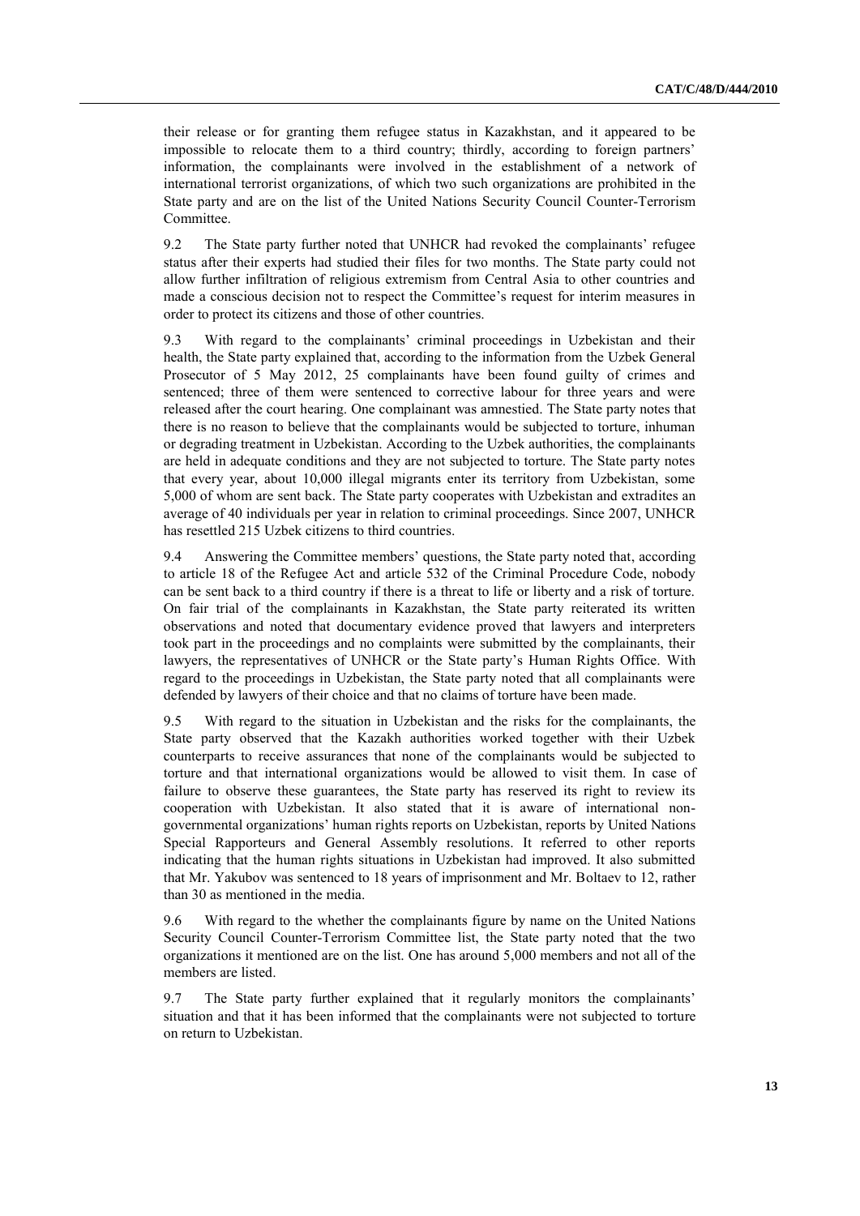their release or for granting them refugee status in Kazakhstan, and it appeared to be impossible to relocate them to a third country; thirdly, according to foreign partners' information, the complainants were involved in the establishment of a network of international terrorist organizations, of which two such organizations are prohibited in the State party and are on the list of the United Nations Security Council Counter-Terrorism Committee.

9.2 The State party further noted that UNHCR had revoked the complainants' refugee status after their experts had studied their files for two months. The State party could not allow further infiltration of religious extremism from Central Asia to other countries and made a conscious decision not to respect the Committee's request for interim measures in order to protect its citizens and those of other countries.

9.3 With regard to the complainants' criminal proceedings in Uzbekistan and their health, the State party explained that, according to the information from the Uzbek General Prosecutor of 5 May 2012, 25 complainants have been found guilty of crimes and sentenced; three of them were sentenced to corrective labour for three years and were released after the court hearing. One complainant was amnestied. The State party notes that there is no reason to believe that the complainants would be subjected to torture, inhuman or degrading treatment in Uzbekistan. According to the Uzbek authorities, the complainants are held in adequate conditions and they are not subjected to torture. The State party notes that every year, about 10,000 illegal migrants enter its territory from Uzbekistan, some 5,000 of whom are sent back. The State party cooperates with Uzbekistan and extradites an average of 40 individuals per year in relation to criminal proceedings. Since 2007, UNHCR has resettled 215 Uzbek citizens to third countries.

9.4 Answering the Committee members' questions, the State party noted that, according to article 18 of the Refugee Act and article 532 of the Criminal Procedure Code, nobody can be sent back to a third country if there is a threat to life or liberty and a risk of torture. On fair trial of the complainants in Kazakhstan, the State party reiterated its written observations and noted that documentary evidence proved that lawyers and interpreters took part in the proceedings and no complaints were submitted by the complainants, their lawyers, the representatives of UNHCR or the State party's Human Rights Office. With regard to the proceedings in Uzbekistan, the State party noted that all complainants were defended by lawyers of their choice and that no claims of torture have been made.

9.5 With regard to the situation in Uzbekistan and the risks for the complainants, the State party observed that the Kazakh authorities worked together with their Uzbek counterparts to receive assurances that none of the complainants would be subjected to torture and that international organizations would be allowed to visit them. In case of failure to observe these guarantees, the State party has reserved its right to review its cooperation with Uzbekistan. It also stated that it is aware of international non-governmental organizations' human rights reports on Uzbekistan, reports by United Nations Special Rapporteurs and General Assembly resolutions. It referred to other reports indicating that the human rights situations in Uzbekistan had improved. It also submitted that Mr. Yakubov was sentenced to 18 years of imprisonment and Mr. Boltaev to 12, rather than 30 as mentioned in the media.

9.6 With regard to the whether the complainants figure by name on the United Nations Security Council Counter-Terrorism Committee list, the State party noted that the two organizations it mentioned are on the list. One has around 5,000 members and not all of the members are listed.

9.7 The State party further explained that it regularly monitors the complainants' situation and that it has been informed that the complainants were not subjected to torture on return to Uzbekistan.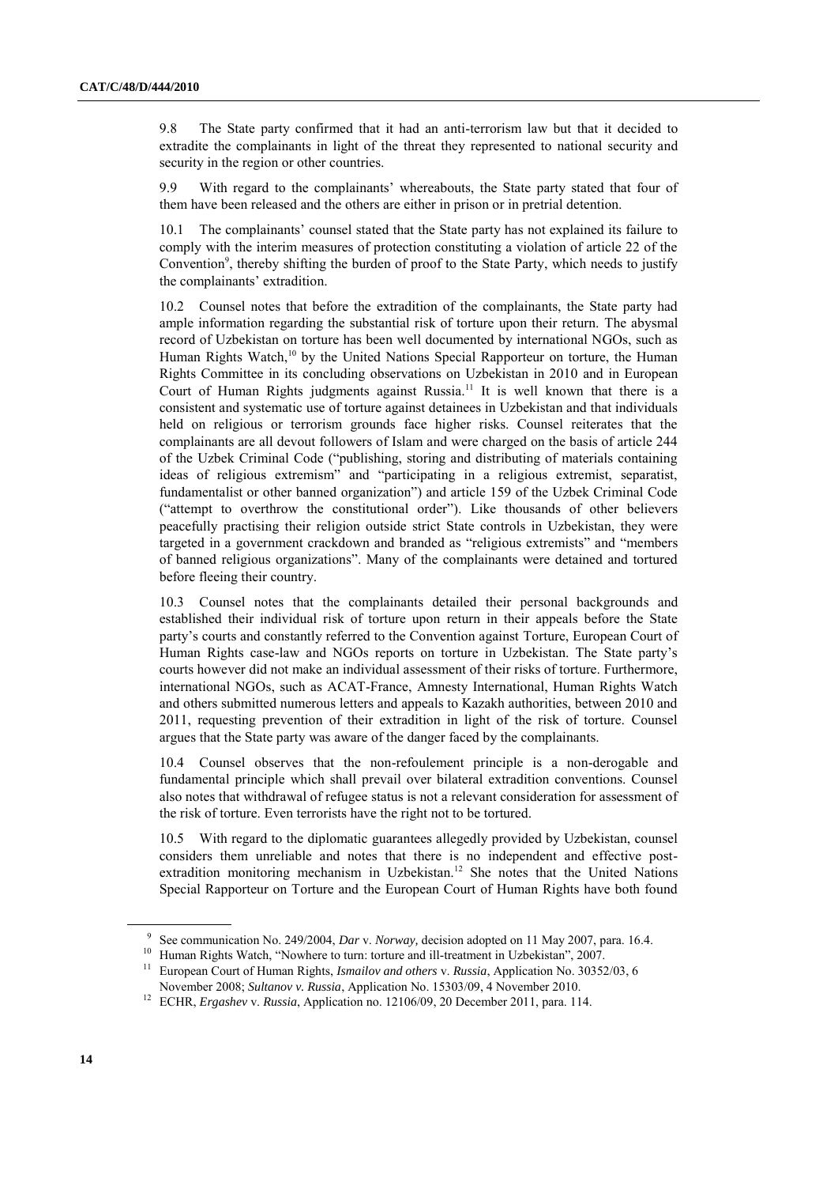9.8 The State party confirmed that it had an anti-terrorism law but that it decided to extradite the complainants in light of the threat they represented to national security and security in the region or other countries.

9.9 With regard to the complainants' whereabouts, the State party stated that four of them have been released and the others are either in prison or in pretrial detention.

10.1 The complainants' counsel stated that the State party has not explained its failure to comply with the interim measures of protection constituting a violation of article 22 of the Convention[9], thereby shifting the burden of proof to the State Party, which needs to justify the complainants' extradition.

10.2 Counsel notes that before the extradition of the complainants, the State party had ample information regarding the substantial risk of torture upon their return. The abysmal record of Uzbekistan on torture has been well documented by international NGOs, such as Human Rights Watch,[10] by the United Nations Special Rapporteur on torture, the Human Rights Committee in its concluding observations on Uzbekistan in 2010 and in European Court of Human Rights judgments against Russia.[11] It is well known that there is a consistent and systematic use of torture against detainees in Uzbekistan and that individuals held on religious or terrorism grounds face higher risks. Counsel reiterates that the complainants are all devout followers of Islam and were charged on the basis of article 244 of the Uzbek Criminal Code ("publishing, storing and distributing of materials containing ideas of religious extremism" and "participating in a religious extremist, separatist, fundamentalist or other banned organization") and article 159 of the Uzbek Criminal Code ("attempt to overthrow the constitutional order"). Like thousands of other believers peacefully practising their religion outside strict State controls in Uzbekistan, they were targeted in a government crackdown and branded as "religious extremists" and "members of banned religious organizations". Many of the complainants were detained and tortured before fleeing their country.

10.3 Counsel notes that the complainants detailed their personal backgrounds and established their individual risk of torture upon return in their appeals before the State party's courts and constantly referred to the Convention against Torture, European Court of Human Rights case-law and NGOs reports on torture in Uzbekistan. The State party's courts however did not make an individual assessment of their risks of torture. Furthermore, international NGOs, such as ACAT-France, Amnesty International, Human Rights Watch and others submitted numerous letters and appeals to Kazakh authorities, between 2010 and 2011, requesting prevention of their extradition in light of the risk of torture. Counsel argues that the State party was aware of the danger faced by the complainants.

10.4 Counsel observes that the non-refoulement principle is a non-derogable and fundamental principle which shall prevail over bilateral extradition conventions. Counsel also notes that withdrawal of refugee status is not a relevant consideration for assessment of the risk of torture. Even terrorists have the right not to be tortured.

10.5 With regard to the diplomatic guarantees allegedly provided by Uzbekistan, counsel considers them unreliable and notes that there is no independent and effective post-extradition monitoring mechanism in Uzbekistan.[12] She notes that the United Nations Special Rapporteur on Torture and the European Court of Human Rights have both found

---

[9] See communication No. 249/2004, *Dar* v. *Norway,* decision adopted on 11 May 2007, para. 16.4.

[10] Human Rights Watch, "Nowhere to turn: torture and ill-treatment in Uzbekistan", 2007.

[11] European Court of Human Rights, *Ismailov and others* v. *Russia*, Application No. 30352/03, 6 November 2008; *Sultanov v. Russia*, Application No. 15303/09, 4 November 2010.

[12] ECHR, *Ergashev* v. *Russia*, Application no. 12106/09, 20 December 2011, para. 114.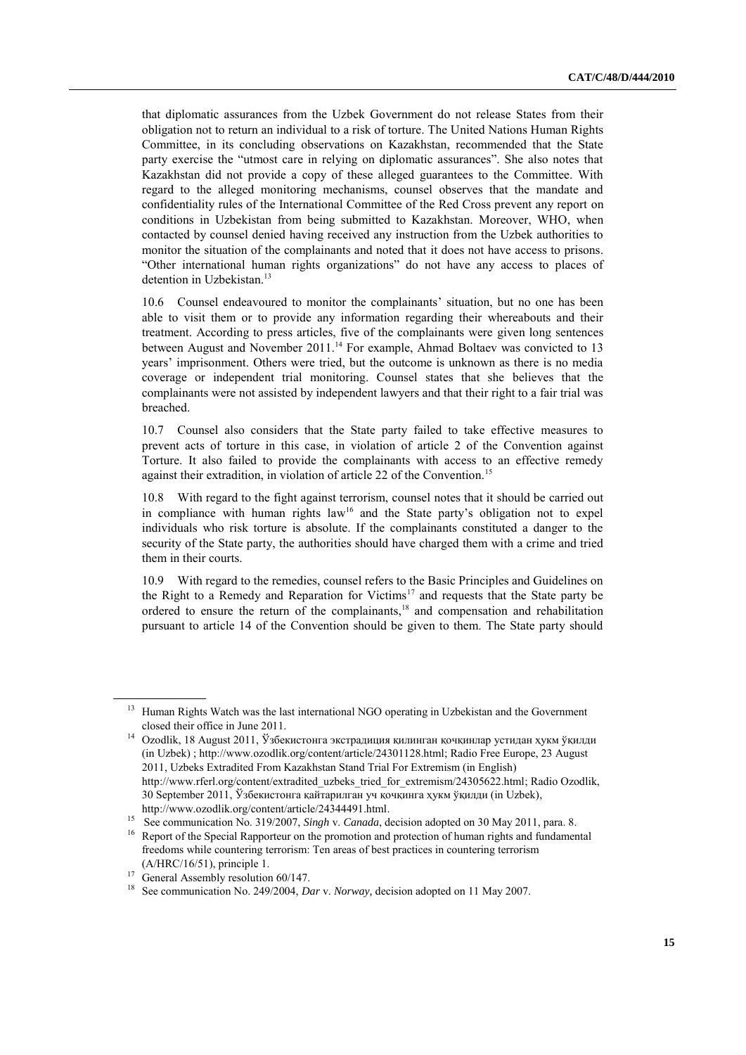that diplomatic assurances from the Uzbek Government do not release States from their obligation not to return an individual to a risk of torture. The United Nations Human Rights Committee, in its concluding observations on Kazakhstan, recommended that the State party exercise the "utmost care in relying on diplomatic assurances". She also notes that Kazakhstan did not provide a copy of these alleged guarantees to the Committee. With regard to the alleged monitoring mechanisms, counsel observes that the mandate and confidentiality rules of the International Committee of the Red Cross prevent any report on conditions in Uzbekistan from being submitted to Kazakhstan. Moreover, WHO, when contacted by counsel denied having received any instruction from the Uzbek authorities to monitor the situation of the complainants and noted that it does not have access to prisons. "Other international human rights organizations" do not have any access to places of detention in Uzbekistan.[13]

10.6 Counsel endeavoured to monitor the complainants' situation, but no one has been able to visit them or to provide any information regarding their whereabouts and their treatment. According to press articles, five of the complainants were given long sentences between August and November 2011.[14] For example, Ahmad Boltaev was convicted to 13 years' imprisonment. Others were tried, but the outcome is unknown as there is no media coverage or independent trial monitoring. Counsel states that she believes that the complainants were not assisted by independent lawyers and that their right to a fair trial was breached.

10.7 Counsel also considers that the State party failed to take effective measures to prevent acts of torture in this case, in violation of article 2 of the Convention against Torture. It also failed to provide the complainants with access to an effective remedy against their extradition, in violation of article 22 of the Convention.[15]

10.8 With regard to the fight against terrorism, counsel notes that it should be carried out in compliance with human rights law[16] and the State party's obligation not to expel individuals who risk torture is absolute. If the complainants constituted a danger to the security of the State party, the authorities should have charged them with a crime and tried them in their courts.

10.9 With regard to the remedies, counsel refers to the Basic Principles and Guidelines on the Right to a Remedy and Reparation for Victims[17] and requests that the State party be ordered to ensure the return of the complainants,[18] and compensation and rehabilitation pursuant to article 14 of the Convention should be given to them. The State party should

---

[13] Human Rights Watch was the last international NGO operating in Uzbekistan and the Government closed their office in June 2011.

[14] Ozodlik, 18 August 2011, Ўзбекистонга экстрадиция қилинган қочқинлар устидан ҳукм ўқилди (in Uzbek) ; http://www.ozodlik.org/content/article/24301128.html; Radio Free Europe, 23 August 2011, Uzbeks Extradited From Kazakhstan Stand Trial For Extremism (in English) http://www.rferl.org/content/extradited_uzbeks_tried_for_extremism/24305622.html; Radio Ozodlik, 30 September 2011, Ўзбекистонга қайтарилган уч қочқинга ҳукм ўқилди (in Uzbek), http://www.ozodlik.org/content/article/24344491.html.

[15] See communication No. 319/2007, *Singh* v. *Canada*, decision adopted on 30 May 2011, para. 8.

[16] Report of the Special Rapporteur on the promotion and protection of human rights and fundamental freedoms while countering terrorism: Ten areas of best practices in countering terrorism (A/HRC/16/51), principle 1.

[17] General Assembly resolution 60/147.

[18] See communication No. 249/2004, *Dar* v. *Norway,* decision adopted on 11 May 2007.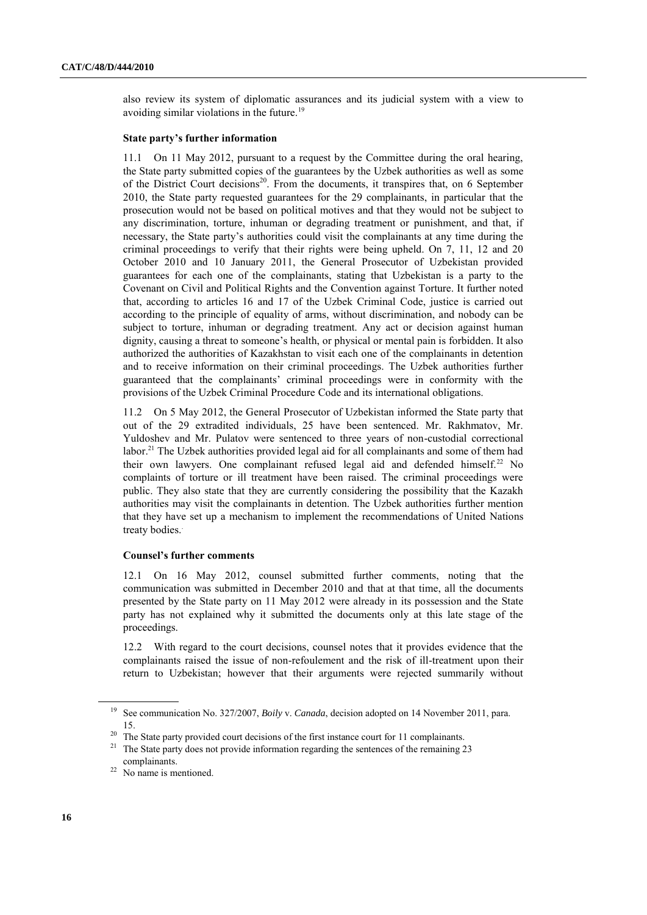also review its system of diplomatic assurances and its judicial system with a view to avoiding similar violations in the future.[19]

### State party's further information

11.1 On 11 May 2012, pursuant to a request by the Committee during the oral hearing, the State party submitted copies of the guarantees by the Uzbek authorities as well as some of the District Court decisions[20]. From the documents, it transpires that, on 6 September 2010, the State party requested guarantees for the 29 complainants, in particular that the prosecution would not be based on political motives and that they would not be subject to any discrimination, torture, inhuman or degrading treatment or punishment, and that, if necessary, the State party's authorities could visit the complainants at any time during the criminal proceedings to verify that their rights were being upheld. On 7, 11, 12 and 20 October 2010 and 10 January 2011, the General Prosecutor of Uzbekistan provided guarantees for each one of the complainants, stating that Uzbekistan is a party to the Covenant on Civil and Political Rights and the Convention against Torture. It further noted that, according to articles 16 and 17 of the Uzbek Criminal Code, justice is carried out according to the principle of equality of arms, without discrimination, and nobody can be subject to torture, inhuman or degrading treatment. Any act or decision against human dignity, causing a threat to someone's health, or physical or mental pain is forbidden. It also authorized the authorities of Kazakhstan to visit each one of the complainants in detention and to receive information on their criminal proceedings. The Uzbek authorities further guaranteed that the complainants' criminal proceedings were in conformity with the provisions of the Uzbek Criminal Procedure Code and its international obligations.

11.2 On 5 May 2012, the General Prosecutor of Uzbekistan informed the State party that out of the 29 extradited individuals, 25 have been sentenced. Mr. Rakhmatov, Mr. Yuldoshev and Mr. Pulatov were sentenced to three years of non-custodial correctional labor.[21] The Uzbek authorities provided legal aid for all complainants and some of them had their own lawyers. One complainant refused legal aid and defended himself.[22] No complaints of torture or ill treatment have been raised. The criminal proceedings were public. They also state that they are currently considering the possibility that the Kazakh authorities may visit the complainants in detention. The Uzbek authorities further mention that they have set up a mechanism to implement the recommendations of United Nations treaty bodies.

### Counsel's further comments

12.1 On 16 May 2012, counsel submitted further comments, noting that the communication was submitted in December 2010 and that at that time, all the documents presented by the State party on 11 May 2012 were already in its possession and the State party has not explained why it submitted the documents only at this late stage of the proceedings.

12.2 With regard to the court decisions, counsel notes that it provides evidence that the complainants raised the issue of non-refoulement and the risk of ill-treatment upon their return to Uzbekistan; however that their arguments were rejected summarily without

---

[19] See communication No. 327/2007, *Boily* v. *Canada*, decision adopted on 14 November 2011, para. 15.

[20] The State party provided court decisions of the first instance court for 11 complainants.

[21] The State party does not provide information regarding the sentences of the remaining 23 complainants.

[22] No name is mentioned.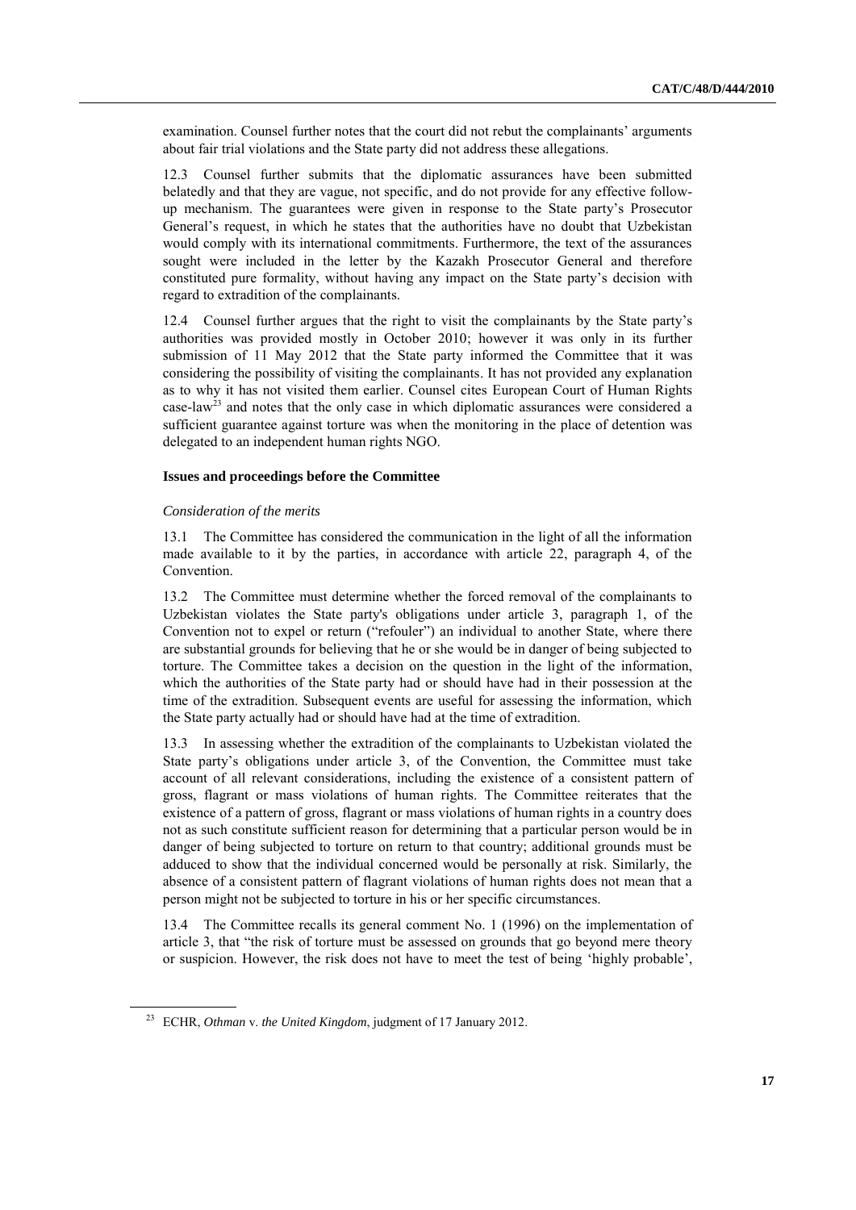examination. Counsel further notes that the court did not rebut the complainants' arguments about fair trial violations and the State party did not address these allegations.

12.3 Counsel further submits that the diplomatic assurances have been submitted belatedly and that they are vague, not specific, and do not provide for any effective follow-up mechanism. The guarantees were given in response to the State party's Prosecutor General's request, in which he states that the authorities have no doubt that Uzbekistan would comply with its international commitments. Furthermore, the text of the assurances sought were included in the letter by the Kazakh Prosecutor General and therefore constituted pure formality, without having any impact on the State party's decision with regard to extradition of the complainants.

12.4 Counsel further argues that the right to visit the complainants by the State party's authorities was provided mostly in October 2010; however it was only in its further submission of 11 May 2012 that the State party informed the Committee that it was considering the possibility of visiting the complainants. It has not provided any explanation as to why it has not visited them earlier. Counsel cites European Court of Human Rights case-law[23] and notes that the only case in which diplomatic assurances were considered a sufficient guarantee against torture was when the monitoring in the place of detention was delegated to an independent human rights NGO.

### Issues and proceedings before the Committee

*Consideration of the merits*

13.1 The Committee has considered the communication in the light of all the information made available to it by the parties, in accordance with article 22, paragraph 4, of the Convention.

13.2 The Committee must determine whether the forced removal of the complainants to Uzbekistan violates the State party's obligations under article 3, paragraph 1, of the Convention not to expel or return ("refouler") an individual to another State, where there are substantial grounds for believing that he or she would be in danger of being subjected to torture. The Committee takes a decision on the question in the light of the information, which the authorities of the State party had or should have had in their possession at the time of the extradition. Subsequent events are useful for assessing the information, which the State party actually had or should have had at the time of extradition.

13.3 In assessing whether the extradition of the complainants to Uzbekistan violated the State party's obligations under article 3, of the Convention, the Committee must take account of all relevant considerations, including the existence of a consistent pattern of gross, flagrant or mass violations of human rights. The Committee reiterates that the existence of a pattern of gross, flagrant or mass violations of human rights in a country does not as such constitute sufficient reason for determining that a particular person would be in danger of being subjected to torture on return to that country; additional grounds must be adduced to show that the individual concerned would be personally at risk. Similarly, the absence of a consistent pattern of flagrant violations of human rights does not mean that a person might not be subjected to torture in his or her specific circumstances.

13.4 The Committee recalls its general comment No. 1 (1996) on the implementation of article 3, that "the risk of torture must be assessed on grounds that go beyond mere theory or suspicion. However, the risk does not have to meet the test of being 'highly probable',

---

[23] ECHR, *Othman* v. *the United Kingdom*, judgment of 17 January 2012.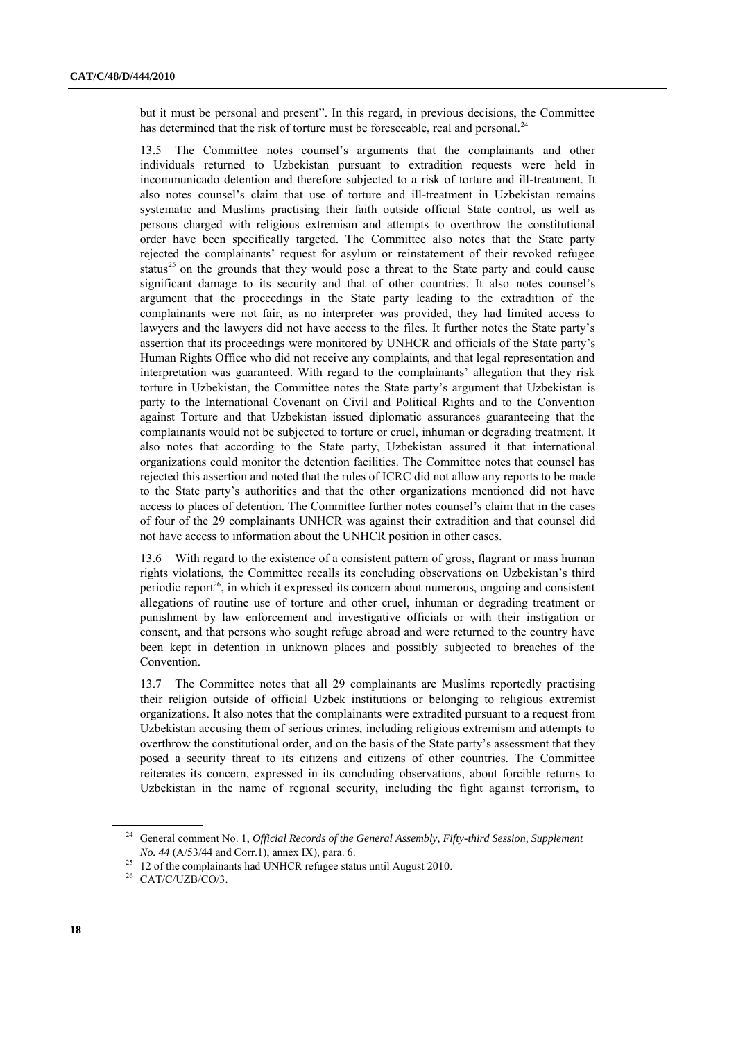but it must be personal and present". In this regard, in previous decisions, the Committee has determined that the risk of torture must be foreseeable, real and personal.[24]

13.5 The Committee notes counsel's arguments that the complainants and other individuals returned to Uzbekistan pursuant to extradition requests were held in incommunicado detention and therefore subjected to a risk of torture and ill-treatment. It also notes counsel's claim that use of torture and ill-treatment in Uzbekistan remains systematic and Muslims practising their faith outside official State control, as well as persons charged with religious extremism and attempts to overthrow the constitutional order have been specifically targeted. The Committee also notes that the State party rejected the complainants' request for asylum or reinstatement of their revoked refugee status[25] on the grounds that they would pose a threat to the State party and could cause significant damage to its security and that of other countries. It also notes counsel's argument that the proceedings in the State party leading to the extradition of the complainants were not fair, as no interpreter was provided, they had limited access to lawyers and the lawyers did not have access to the files. It further notes the State party's assertion that its proceedings were monitored by UNHCR and officials of the State party's Human Rights Office who did not receive any complaints, and that legal representation and interpretation was guaranteed. With regard to the complainants' allegation that they risk torture in Uzbekistan, the Committee notes the State party's argument that Uzbekistan is party to the International Covenant on Civil and Political Rights and to the Convention against Torture and that Uzbekistan issued diplomatic assurances guaranteeing that the complainants would not be subjected to torture or cruel, inhuman or degrading treatment. It also notes that according to the State party, Uzbekistan assured it that international organizations could monitor the detention facilities. The Committee notes that counsel has rejected this assertion and noted that the rules of ICRC did not allow any reports to be made to the State party's authorities and that the other organizations mentioned did not have access to places of detention. The Committee further notes counsel's claim that in the cases of four of the 29 complainants UNHCR was against their extradition and that counsel did not have access to information about the UNHCR position in other cases.

13.6 With regard to the existence of a consistent pattern of gross, flagrant or mass human rights violations, the Committee recalls its concluding observations on Uzbekistan's third periodic report[26], in which it expressed its concern about numerous, ongoing and consistent allegations of routine use of torture and other cruel, inhuman or degrading treatment or punishment by law enforcement and investigative officials or with their instigation or consent, and that persons who sought refuge abroad and were returned to the country have been kept in detention in unknown places and possibly subjected to breaches of the Convention.

13.7 The Committee notes that all 29 complainants are Muslims reportedly practising their religion outside of official Uzbek institutions or belonging to religious extremist organizations. It also notes that the complainants were extradited pursuant to a request from Uzbekistan accusing them of serious crimes, including religious extremism and attempts to overthrow the constitutional order, and on the basis of the State party's assessment that they posed a security threat to its citizens and citizens of other countries. The Committee reiterates its concern, expressed in its concluding observations, about forcible returns to Uzbekistan in the name of regional security, including the fight against terrorism, to

---

[24] General comment No. 1, *Official Records of the General Assembly, Fifty-third Session, Supplement No. 44* (A/53/44 and Corr.1), annex IX), para. 6.

[25] 12 of the complainants had UNHCR refugee status until August 2010.

[26] CAT/C/UZB/CO/3.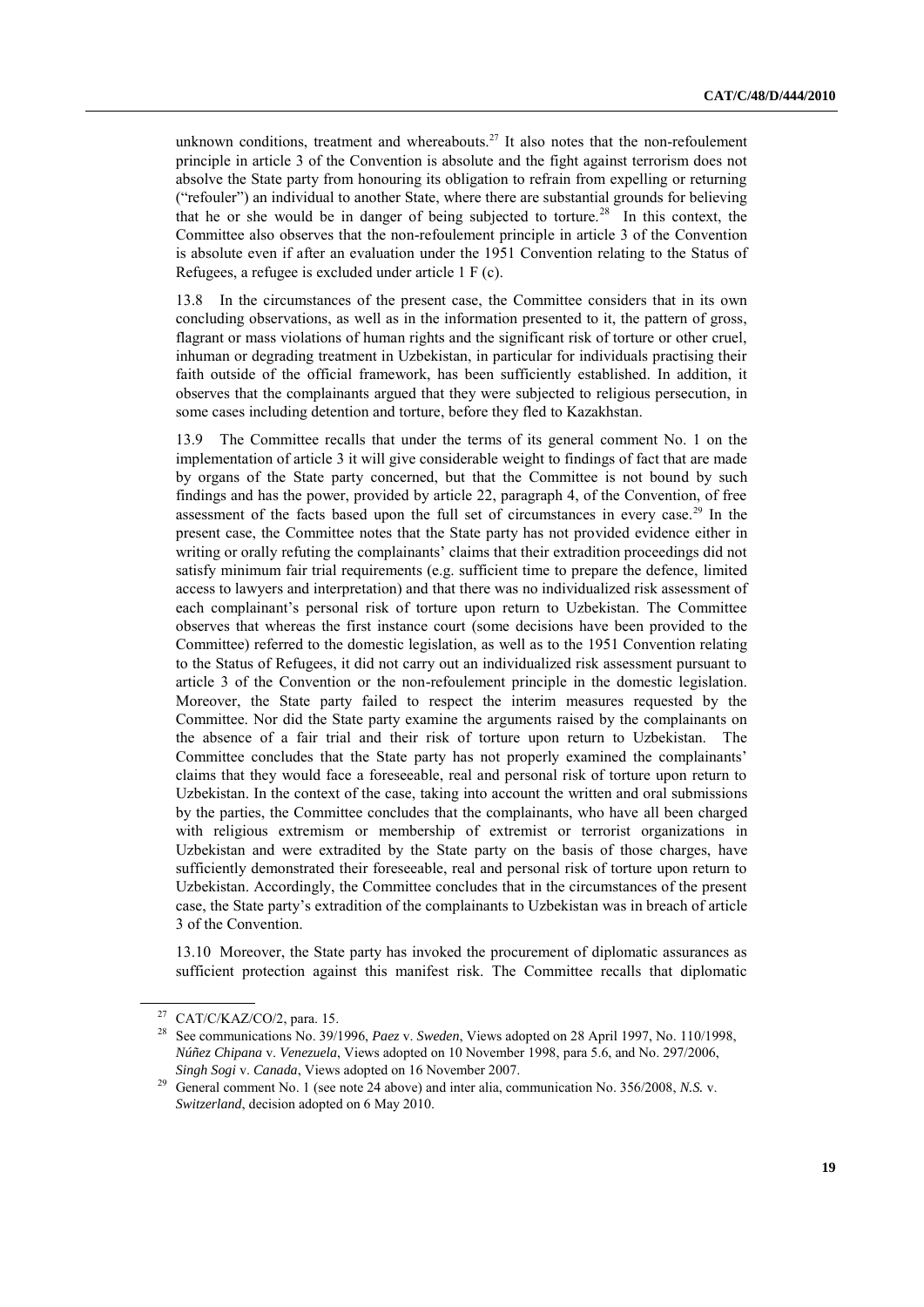unknown conditions, treatment and whereabouts.[27] It also notes that the non-refoulement principle in article 3 of the Convention is absolute and the fight against terrorism does not absolve the State party from honouring its obligation to refrain from expelling or returning ("refouler") an individual to another State, where there are substantial grounds for believing that he or she would be in danger of being subjected to torture.[28] In this context, the Committee also observes that the non-refoulement principle in article 3 of the Convention is absolute even if after an evaluation under the 1951 Convention relating to the Status of Refugees, a refugee is excluded under article 1 F (c).

13.8 In the circumstances of the present case, the Committee considers that in its own concluding observations, as well as in the information presented to it, the pattern of gross, flagrant or mass violations of human rights and the significant risk of torture or other cruel, inhuman or degrading treatment in Uzbekistan, in particular for individuals practising their faith outside of the official framework, has been sufficiently established. In addition, it observes that the complainants argued that they were subjected to religious persecution, in some cases including detention and torture, before they fled to Kazakhstan.

13.9 The Committee recalls that under the terms of its general comment No. 1 on the implementation of article 3 it will give considerable weight to findings of fact that are made by organs of the State party concerned, but that the Committee is not bound by such findings and has the power, provided by article 22, paragraph 4, of the Convention, of free assessment of the facts based upon the full set of circumstances in every case.[29] In the present case, the Committee notes that the State party has not provided evidence either in writing or orally refuting the complainants' claims that their extradition proceedings did not satisfy minimum fair trial requirements (e.g. sufficient time to prepare the defence, limited access to lawyers and interpretation) and that there was no individualized risk assessment of each complainant's personal risk of torture upon return to Uzbekistan. The Committee observes that whereas the first instance court (some decisions have been provided to the Committee) referred to the domestic legislation, as well as to the 1951 Convention relating to the Status of Refugees, it did not carry out an individualized risk assessment pursuant to article 3 of the Convention or the non-refoulement principle in the domestic legislation. Moreover, the State party failed to respect the interim measures requested by the Committee. Nor did the State party examine the arguments raised by the complainants on the absence of a fair trial and their risk of torture upon return to Uzbekistan. The Committee concludes that the State party has not properly examined the complainants' claims that they would face a foreseeable, real and personal risk of torture upon return to Uzbekistan. In the context of the case, taking into account the written and oral submissions by the parties, the Committee concludes that the complainants, who have all been charged with religious extremism or membership of extremist or terrorist organizations in Uzbekistan and were extradited by the State party on the basis of those charges, have sufficiently demonstrated their foreseeable, real and personal risk of torture upon return to Uzbekistan. Accordingly, the Committee concludes that in the circumstances of the present case, the State party's extradition of the complainants to Uzbekistan was in breach of article 3 of the Convention.

13.10 Moreover, the State party has invoked the procurement of diplomatic assurances as sufficient protection against this manifest risk. The Committee recalls that diplomatic

---

[27] CAT/C/KAZ/CO/2, para. 15.

[28] See communications No. 39/1996, *Paez* v. *Sweden*, Views adopted on 28 April 1997, No. 110/1998, *Núñez Chipana* v. *Venezuela*, Views adopted on 10 November 1998, para 5.6, and No. 297/2006, *Singh Sogi* v. *Canada*, Views adopted on 16 November 2007.

[29] General comment No. 1 (see note 24 above) and inter alia, communication No. 356/2008, *N.S.* v. *Switzerland*, decision adopted on 6 May 2010.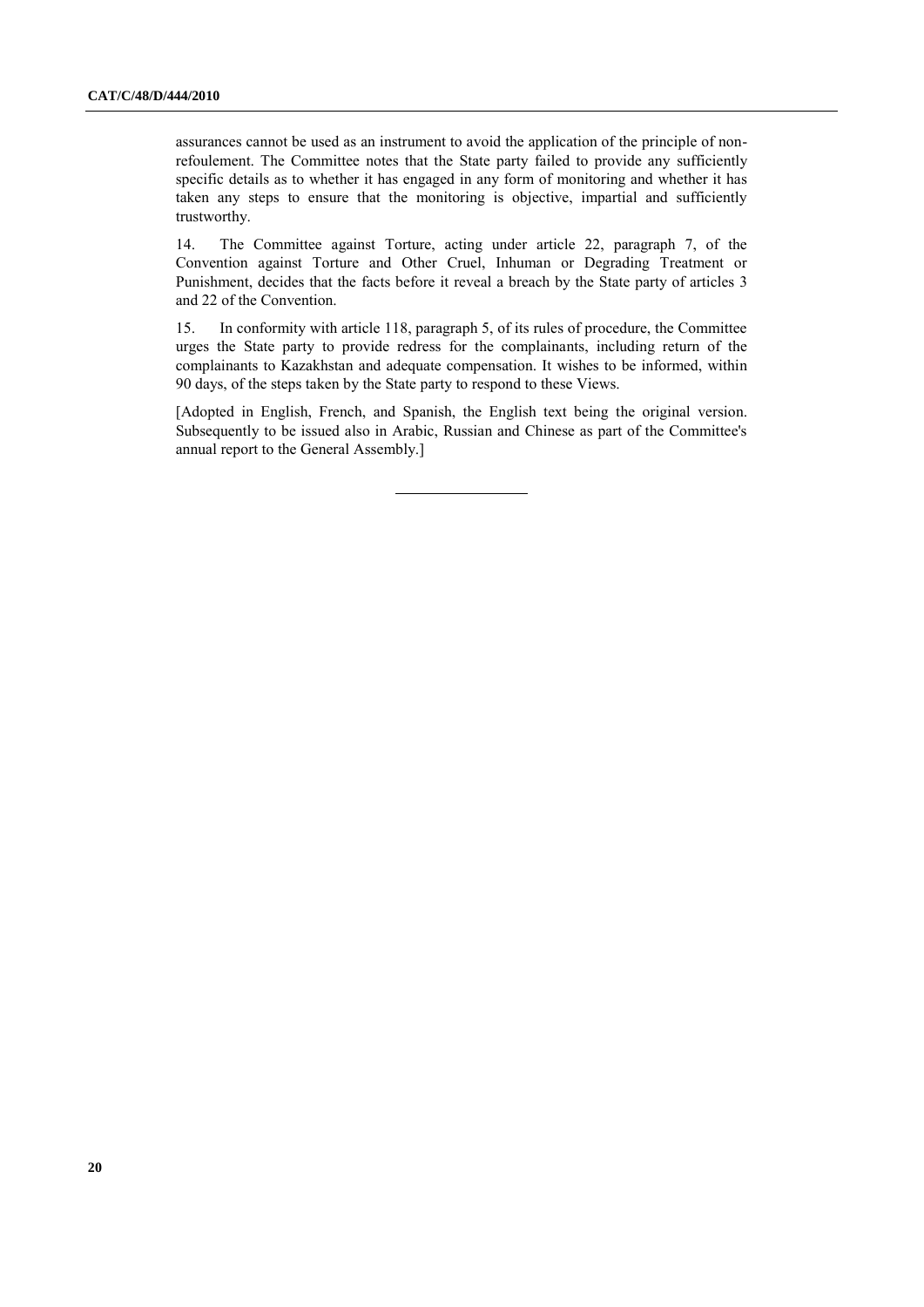assurances cannot be used as an instrument to avoid the application of the principle of non-refoulement. The Committee notes that the State party failed to provide any sufficiently specific details as to whether it has engaged in any form of monitoring and whether it has taken any steps to ensure that the monitoring is objective, impartial and sufficiently trustworthy.

14. The Committee against Torture, acting under article 22, paragraph 7, of the Convention against Torture and Other Cruel, Inhuman or Degrading Treatment or Punishment, decides that the facts before it reveal a breach by the State party of articles 3 and 22 of the Convention.

15. In conformity with article 118, paragraph 5, of its rules of procedure, the Committee urges the State party to provide redress for the complainants, including return of the complainants to Kazakhstan and adequate compensation. It wishes to be informed, within 90 days, of the steps taken by the State party to respond to these Views.

[Adopted in English, French, and Spanish, the English text being the original version. Subsequently to be issued also in Arabic, Russian and Chinese as part of the Committee's annual report to the General Assembly.]